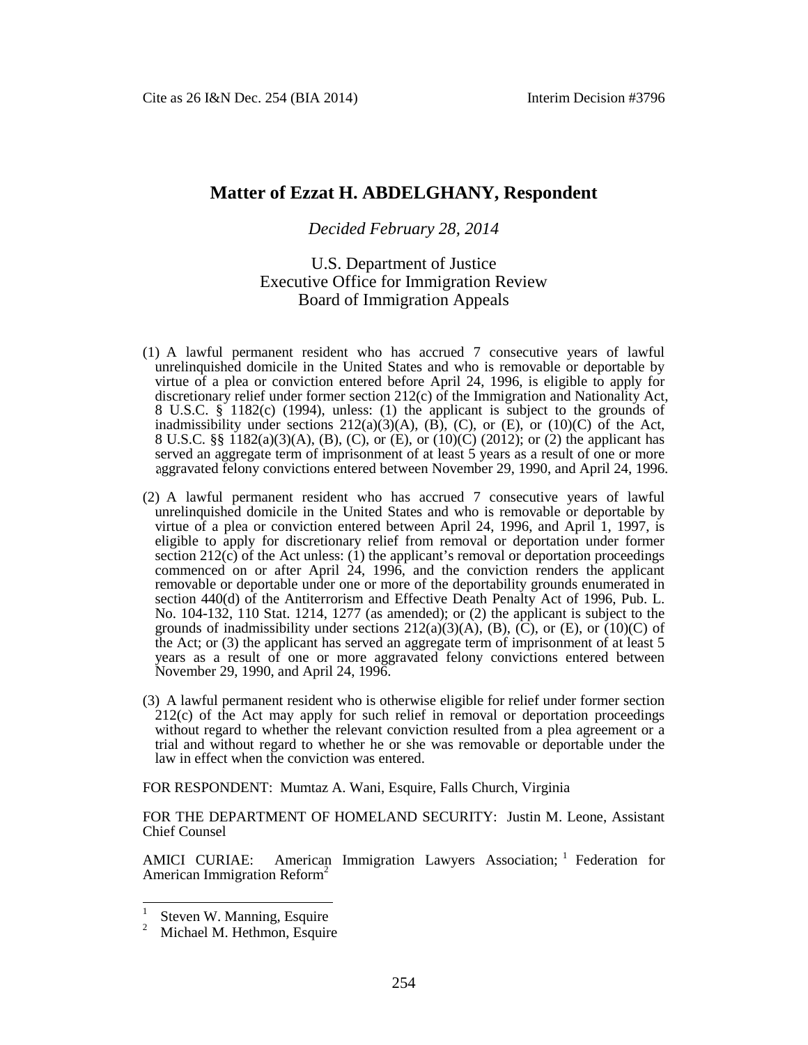# Matter of Ezzat H. ABDELGHANY, Respondent

*Decided February 28, 2014*

U.S. Department of Justice
Executive Office for Immigration Review
Board of Immigration Appeals

(1) A lawful permanent resident who has accrued 7 consecutive years of lawful unrelinquished domicile in the United States and who is removable or deportable by virtue of a plea or conviction entered before April 24, 1996, is eligible to apply for discretionary relief under former section 212(c) of the Immigration and Nationality Act, 8 U.S.C. § 1182(c) (1994), unless: (1) the applicant is subject to the grounds of inadmissibility under sections 212(a)(3)(A), (B), (C), or (E), or (10)(C) of the Act, 8 U.S.C. §§ 1182(a)(3)(A), (B), (C), or (E), or (10)(C) (2012); or (2) the applicant has served an aggregate term of imprisonment of at least 5 years as a result of one or more aggravated felony convictions entered between November 29, 1990, and April 24, 1996.

(2) A lawful permanent resident who has accrued 7 consecutive years of lawful unrelinquished domicile in the United States and who is removable or deportable by virtue of a plea or conviction entered between April 24, 1996, and April 1, 1997, is eligible to apply for discretionary relief from removal or deportation under former section 212(c) of the Act unless: (1) the applicant's removal or deportation proceedings commenced on or after April 24, 1996, and the conviction renders the applicant removable or deportable under one or more of the deportability grounds enumerated in section 440(d) of the Antiterrorism and Effective Death Penalty Act of 1996, Pub. L. No. 104-132, 110 Stat. 1214, 1277 (as amended); or (2) the applicant is subject to the grounds of inadmissibility under sections 212(a)(3)(A), (B), (C), or (E), or (10)(C) of the Act; or (3) the applicant has served an aggregate term of imprisonment of at least 5 years as a result of one or more aggravated felony convictions entered between November 29, 1990, and April 24, 1996.

(3) A lawful permanent resident who is otherwise eligible for relief under former section 212(c) of the Act may apply for such relief in removal or deportation proceedings without regard to whether the relevant conviction resulted from a plea agreement or a trial and without regard to whether he or she was removable or deportable under the law in effect when the conviction was entered.

FOR RESPONDENT: Mumtaz A. Wani, Esquire, Falls Church, Virginia

FOR THE DEPARTMENT OF HOMELAND SECURITY: Justin M. Leone, Assistant Chief Counsel

AMICI CURIAE: American Immigration Lawyers Association;[1] Federation for American Immigration Reform[2]

[1] Steven W. Manning, Esquire

[2] Michael M. Hethmon, Esquire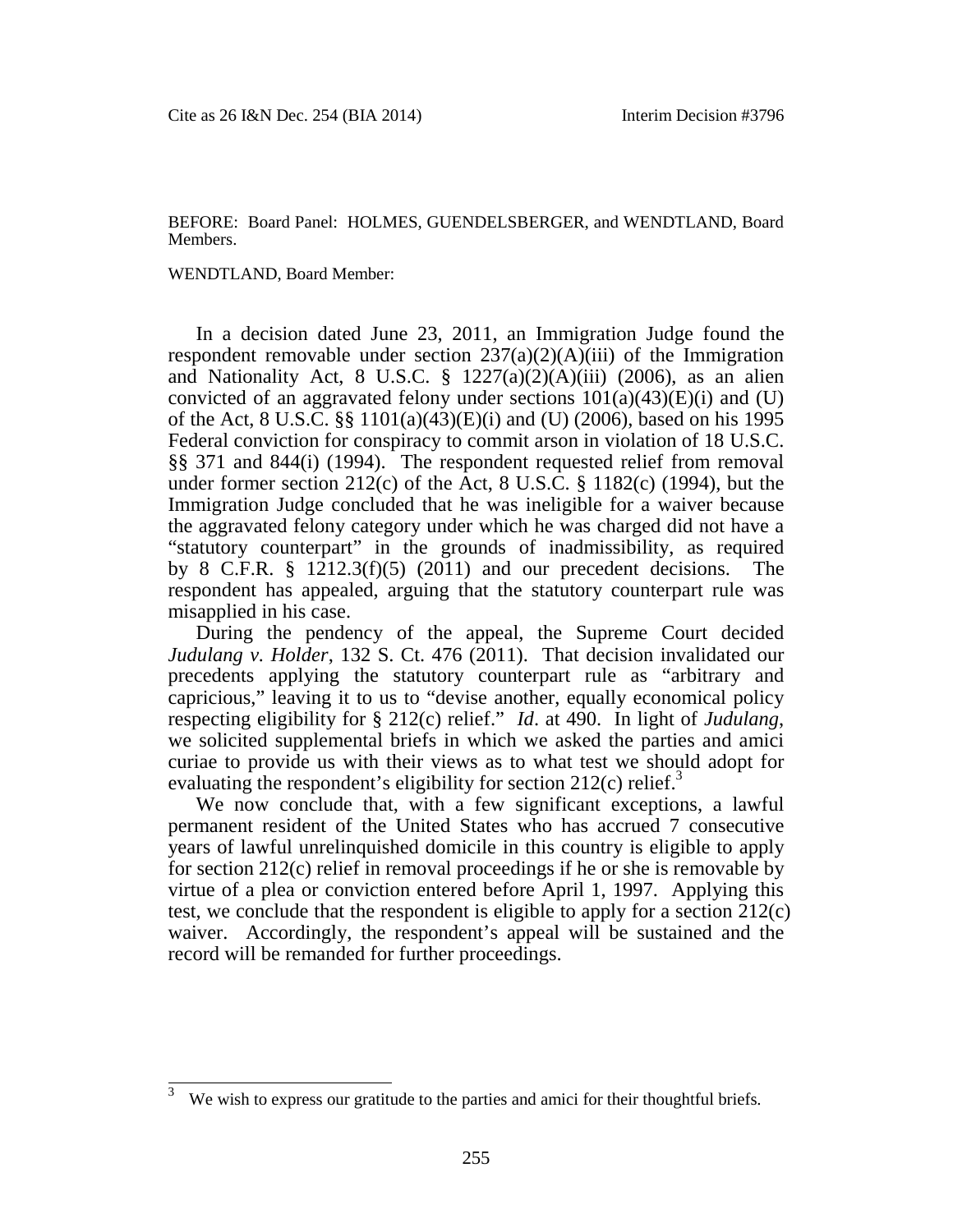BEFORE: Board Panel: HOLMES, GUENDELSBERGER, and WENDTLAND, Board Members.

WENDTLAND, Board Member:

In a decision dated June 23, 2011, an Immigration Judge found the respondent removable under section 237(a)(2)(A)(iii) of the Immigration and Nationality Act, 8 U.S.C. § 1227(a)(2)(A)(iii) (2006), as an alien convicted of an aggravated felony under sections 101(a)(43)(E)(i) and (U) of the Act, 8 U.S.C. §§ 1101(a)(43)(E)(i) and (U) (2006), based on his 1995 Federal conviction for conspiracy to commit arson in violation of 18 U.S.C. §§ 371 and 844(i) (1994). The respondent requested relief from removal under former section 212(c) of the Act, 8 U.S.C. § 1182(c) (1994), but the Immigration Judge concluded that he was ineligible for a waiver because the aggravated felony category under which he was charged did not have a "statutory counterpart" in the grounds of inadmissibility, as required by 8 C.F.R. § 1212.3(f)(5) (2011) and our precedent decisions. The respondent has appealed, arguing that the statutory counterpart rule was misapplied in his case.

During the pendency of the appeal, the Supreme Court decided *Judulang v. Holder*, 132 S. Ct. 476 (2011). That decision invalidated our precedents applying the statutory counterpart rule as "arbitrary and capricious," leaving it to us to "devise another, equally economical policy respecting eligibility for § 212(c) relief." *Id*. at 490. In light of *Judulang*, we solicited supplemental briefs in which we asked the parties and amici curiae to provide us with their views as to what test we should adopt for evaluating the respondent's eligibility for section 212(c) relief.[3]

We now conclude that, with a few significant exceptions, a lawful permanent resident of the United States who has accrued 7 consecutive years of lawful unrelinquished domicile in this country is eligible to apply for section 212(c) relief in removal proceedings if he or she is removable by virtue of a plea or conviction entered before April 1, 1997. Applying this test, we conclude that the respondent is eligible to apply for a section 212(c) waiver. Accordingly, the respondent's appeal will be sustained and the record will be remanded for further proceedings.

---

[3] We wish to express our gratitude to the parties and amici for their thoughtful briefs.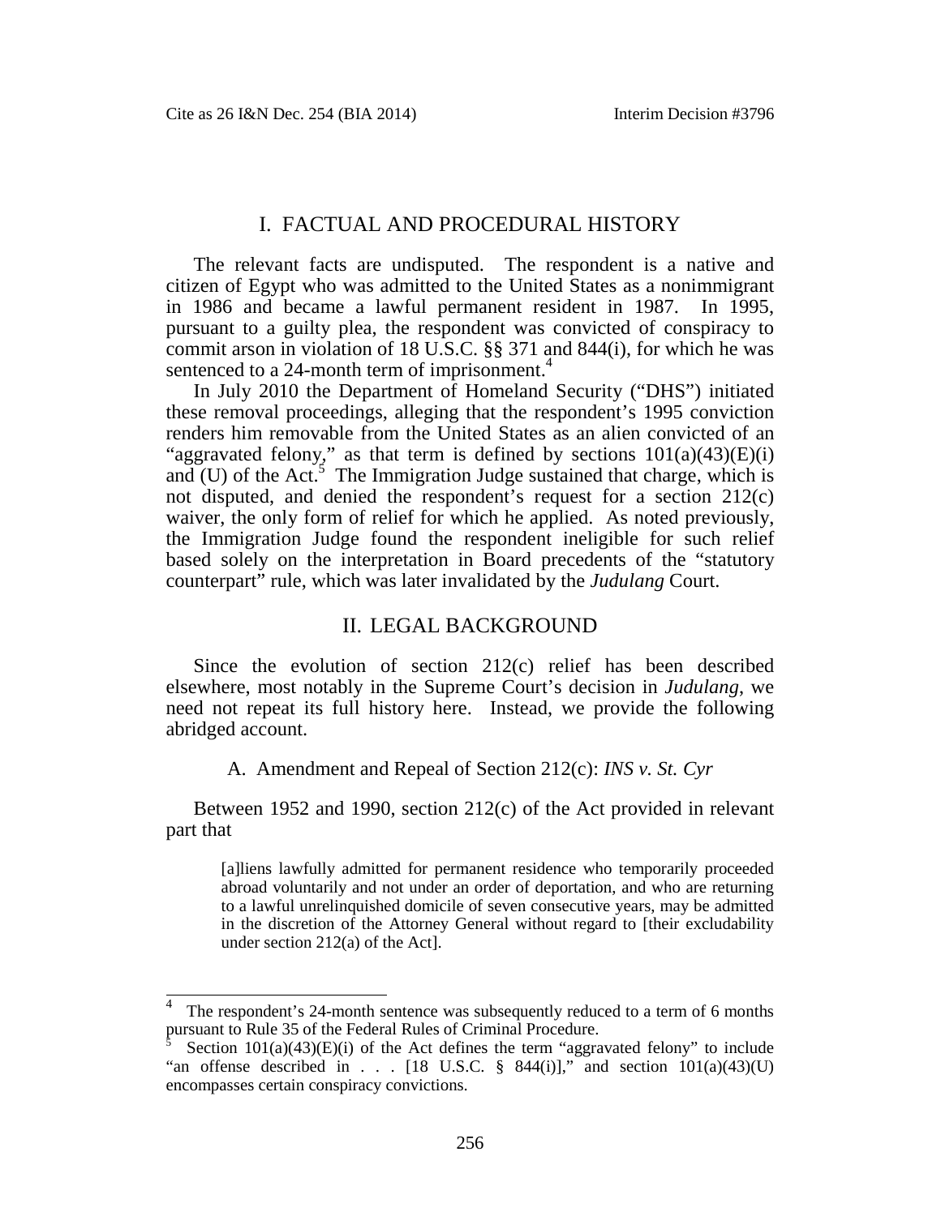## I. FACTUAL AND PROCEDURAL HISTORY

The relevant facts are undisputed. The respondent is a native and citizen of Egypt who was admitted to the United States as a nonimmigrant in 1986 and became a lawful permanent resident in 1987. In 1995, pursuant to a guilty plea, the respondent was convicted of conspiracy to commit arson in violation of 18 U.S.C. §§ 371 and 844(i), for which he was sentenced to a 24-month term of imprisonment.[4]

In July 2010 the Department of Homeland Security ("DHS") initiated these removal proceedings, alleging that the respondent's 1995 conviction renders him removable from the United States as an alien convicted of an "aggravated felony," as that term is defined by sections 101(a)(43)(E)(i) and (U) of the Act.[5] The Immigration Judge sustained that charge, which is not disputed, and denied the respondent's request for a section 212(c) waiver, the only form of relief for which he applied. As noted previously, the Immigration Judge found the respondent ineligible for such relief based solely on the interpretation in Board precedents of the "statutory counterpart" rule, which was later invalidated by the *Judulang* Court.

## II. LEGAL BACKGROUND

Since the evolution of section 212(c) relief has been described elsewhere, most notably in the Supreme Court's decision in *Judulang*, we need not repeat its full history here. Instead, we provide the following abridged account.

### A. Amendment and Repeal of Section 212(c): *INS v. St. Cyr*

Between 1952 and 1990, section 212(c) of the Act provided in relevant part that

> [a]liens lawfully admitted for permanent residence who temporarily proceeded abroad voluntarily and not under an order of deportation, and who are returning to a lawful unrelinquished domicile of seven consecutive years, may be admitted in the discretion of the Attorney General without regard to [their excludability under section 212(a) of the Act].

---

[4] The respondent's 24-month sentence was subsequently reduced to a term of 6 months pursuant to Rule 35 of the Federal Rules of Criminal Procedure.

[5] Section 101(a)(43)(E)(i) of the Act defines the term "aggravated felony" to include "an offense described in . . . [18 U.S.C. § 844(i)]," and section 101(a)(43)(U) encompasses certain conspiracy convictions.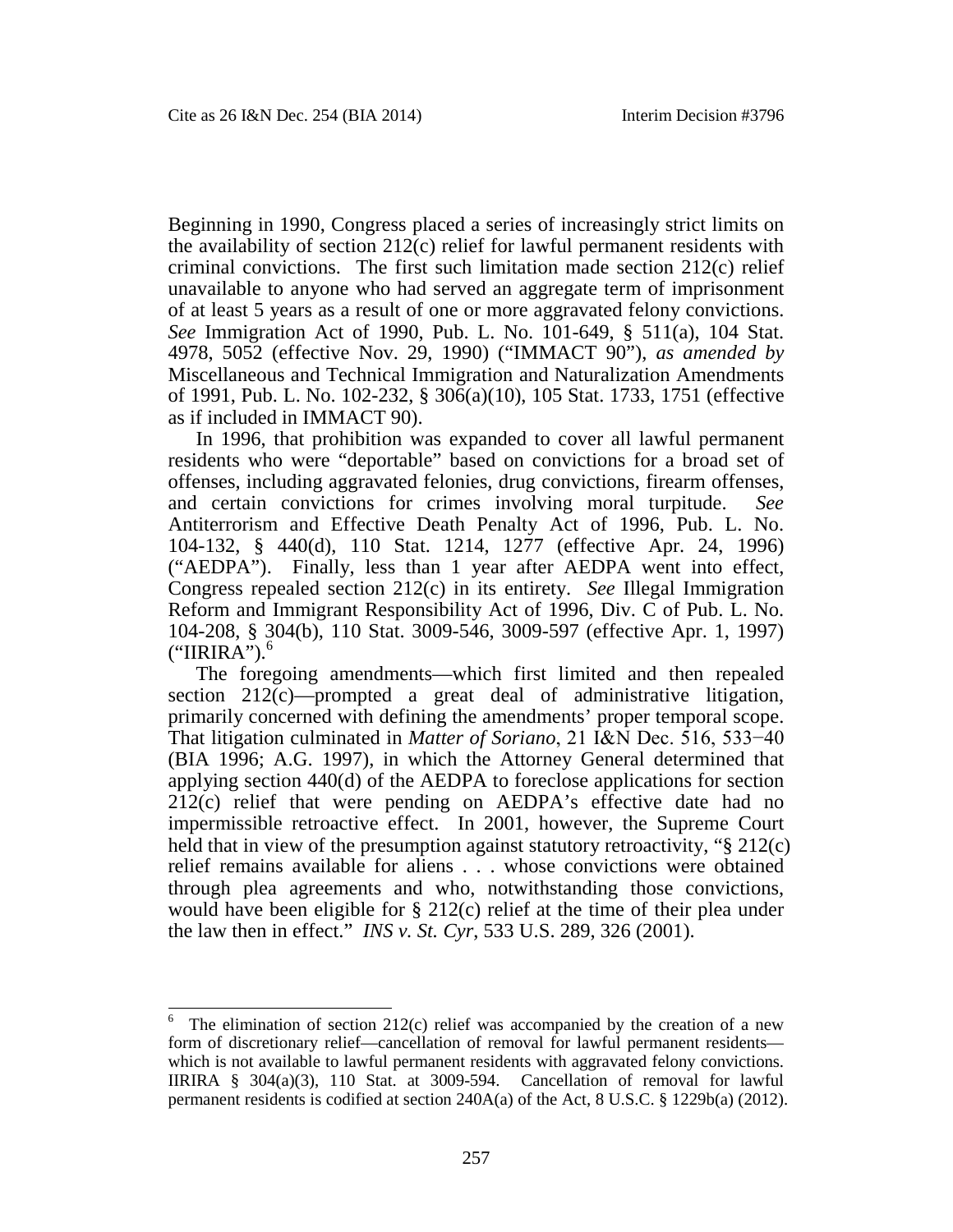Beginning in 1990, Congress placed a series of increasingly strict limits on the availability of section 212(c) relief for lawful permanent residents with criminal convictions. The first such limitation made section 212(c) relief unavailable to anyone who had served an aggregate term of imprisonment of at least 5 years as a result of one or more aggravated felony convictions. *See* Immigration Act of 1990, Pub. L. No. 101-649, § 511(a), 104 Stat. 4978, 5052 (effective Nov. 29, 1990) ("IMMACT 90"), *as amended by* Miscellaneous and Technical Immigration and Naturalization Amendments of 1991, Pub. L. No. 102-232, § 306(a)(10), 105 Stat. 1733, 1751 (effective as if included in IMMACT 90).

In 1996, that prohibition was expanded to cover all lawful permanent residents who were "deportable" based on convictions for a broad set of offenses, including aggravated felonies, drug convictions, firearm offenses, and certain convictions for crimes involving moral turpitude. *See* Antiterrorism and Effective Death Penalty Act of 1996, Pub. L. No. 104-132, § 440(d), 110 Stat. 1214, 1277 (effective Apr. 24, 1996) ("AEDPA"). Finally, less than 1 year after AEDPA went into effect, Congress repealed section 212(c) in its entirety. *See* Illegal Immigration Reform and Immigrant Responsibility Act of 1996, Div. C of Pub. L. No. 104-208, § 304(b), 110 Stat. 3009-546, 3009-597 (effective Apr. 1, 1997) ("IIRIRA").[6]

The foregoing amendments—which first limited and then repealed section 212(c)—prompted a great deal of administrative litigation, primarily concerned with defining the amendments' proper temporal scope. That litigation culminated in *Matter of Soriano*, 21 I&N Dec. 516, 533−40 (BIA 1996; A.G. 1997), in which the Attorney General determined that applying section 440(d) of the AEDPA to foreclose applications for section 212(c) relief that were pending on AEDPA's effective date had no impermissible retroactive effect. In 2001, however, the Supreme Court held that in view of the presumption against statutory retroactivity, "§ 212(c) relief remains available for aliens . . . whose convictions were obtained through plea agreements and who, notwithstanding those convictions, would have been eligible for § 212(c) relief at the time of their plea under the law then in effect." *INS v. St. Cyr*, 533 U.S. 289, 326 (2001).

---

[6] The elimination of section 212(c) relief was accompanied by the creation of a new form of discretionary relief—cancellation of removal for lawful permanent residents—which is not available to lawful permanent residents with aggravated felony convictions. IIRIRA § 304(a)(3), 110 Stat. at 3009-594. Cancellation of removal for lawful permanent residents is codified at section 240A(a) of the Act, 8 U.S.C. § 1229b(a) (2012).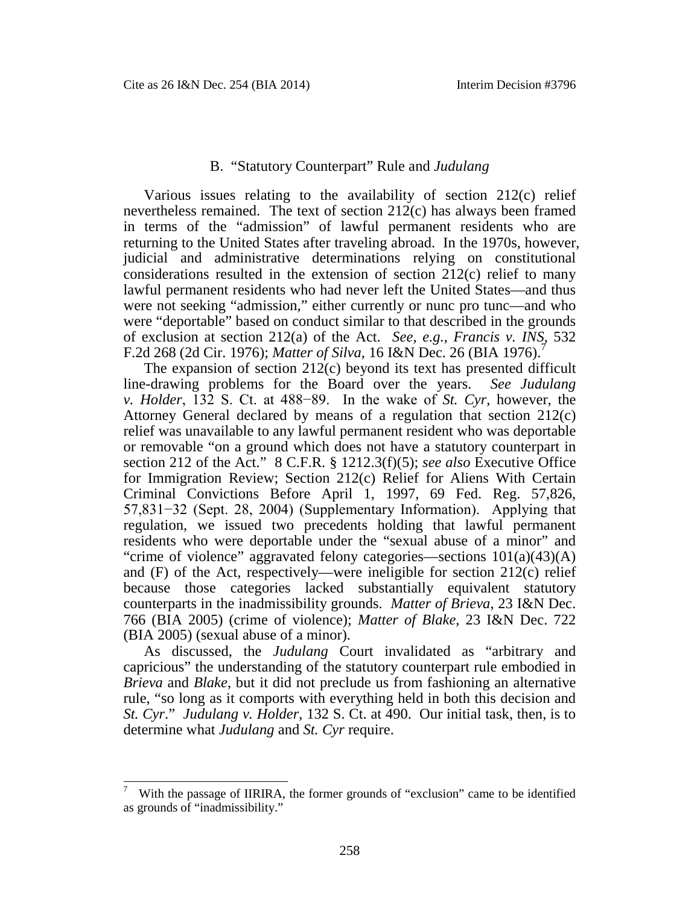### B. "Statutory Counterpart" Rule and *Judulang*

Various issues relating to the availability of section 212(c) relief nevertheless remained. The text of section 212(c) has always been framed in terms of the "admission" of lawful permanent residents who are returning to the United States after traveling abroad. In the 1970s, however, judicial and administrative determinations relying on constitutional considerations resulted in the extension of section 212(c) relief to many lawful permanent residents who had never left the United States—and thus were not seeking "admission," either currently or nunc pro tunc—and who were "deportable" based on conduct similar to that described in the grounds of exclusion at section 212(a) of the Act. *See, e.g.*, *Francis v. INS*, 532 F.2d 268 (2d Cir. 1976); *Matter of Silva*, 16 I&N Dec. 26 (BIA 1976).[7]

The expansion of section 212(c) beyond its text has presented difficult line-drawing problems for the Board over the years. *See Judulang v. Holder*, 132 S. Ct. at 488−89. In the wake of *St. Cyr*, however, the Attorney General declared by means of a regulation that section 212(c) relief was unavailable to any lawful permanent resident who was deportable or removable "on a ground which does not have a statutory counterpart in section 212 of the Act." 8 C.F.R. § 1212.3(f)(5); *see also* Executive Office for Immigration Review; Section 212(c) Relief for Aliens With Certain Criminal Convictions Before April 1, 1997, 69 Fed. Reg. 57,826, 57,831−32 (Sept. 28, 2004) (Supplementary Information). Applying that regulation, we issued two precedents holding that lawful permanent residents who were deportable under the "sexual abuse of a minor" and "crime of violence" aggravated felony categories—sections 101(a)(43)(A) and (F) of the Act, respectively—were ineligible for section 212(c) relief because those categories lacked substantially equivalent statutory counterparts in the inadmissibility grounds. *Matter of Brieva*, 23 I&N Dec. 766 (BIA 2005) (crime of violence); *Matter of Blake*, 23 I&N Dec. 722 (BIA 2005) (sexual abuse of a minor).

As discussed, the *Judulang* Court invalidated as "arbitrary and capricious" the understanding of the statutory counterpart rule embodied in *Brieva* and *Blake*, but it did not preclude us from fashioning an alternative rule, "so long as it comports with everything held in both this decision and *St. Cyr*." *Judulang v. Holder*, 132 S. Ct. at 490. Our initial task, then, is to determine what *Judulang* and *St. Cyr* require.

---

[7] With the passage of IIRIRA, the former grounds of "exclusion" came to be identified as grounds of "inadmissibility."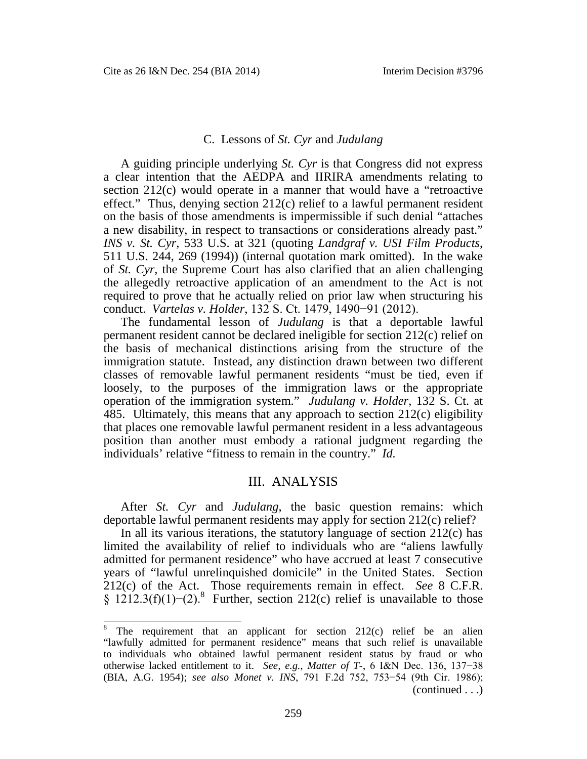### C. Lessons of *St. Cyr* and *Judulang*

A guiding principle underlying *St. Cyr* is that Congress did not express a clear intention that the AEDPA and IIRIRA amendments relating to section 212(c) would operate in a manner that would have a "retroactive effect." Thus, denying section 212(c) relief to a lawful permanent resident on the basis of those amendments is impermissible if such denial "attaches a new disability, in respect to transactions or considerations already past." *INS v. St. Cyr*, 533 U.S. at 321 (quoting *Landgraf v. USI Film Products*, 511 U.S. 244, 269 (1994)) (internal quotation mark omitted). In the wake of *St. Cyr*, the Supreme Court has also clarified that an alien challenging the allegedly retroactive application of an amendment to the Act is not required to prove that he actually relied on prior law when structuring his conduct. *Vartelas v. Holder*, 132 S. Ct. 1479, 1490−91 (2012).

The fundamental lesson of *Judulang* is that a deportable lawful permanent resident cannot be declared ineligible for section 212(c) relief on the basis of mechanical distinctions arising from the structure of the immigration statute. Instead, any distinction drawn between two different classes of removable lawful permanent residents "must be tied, even if loosely, to the purposes of the immigration laws or the appropriate operation of the immigration system." *Judulang v. Holder*, 132 S. Ct. at 485. Ultimately, this means that any approach to section 212(c) eligibility that places one removable lawful permanent resident in a less advantageous position than another must embody a rational judgment regarding the individuals' relative "fitness to remain in the country." *Id.*

## III. ANALYSIS

After *St. Cyr* and *Judulang*, the basic question remains: which deportable lawful permanent residents may apply for section 212(c) relief?

In all its various iterations, the statutory language of section 212(c) has limited the availability of relief to individuals who are "aliens lawfully admitted for permanent residence" who have accrued at least 7 consecutive years of "lawful unrelinquished domicile" in the United States. Section 212(c) of the Act. Those requirements remain in effect. *See* 8 C.F.R. § 1212.3(f)(1)−(2).[8] Further, section 212(c) relief is unavailable to those

---

[8] The requirement that an applicant for section 212(c) relief be an alien "lawfully admitted for permanent residence" means that such relief is unavailable to individuals who obtained lawful permanent resident status by fraud or who otherwise lacked entitlement to it. *See, e.g., Matter of T-*, 6 I&N Dec. 136, 137−38 (BIA, A.G. 1954); *see also Monet v. INS*, 791 F.2d 752, 753−54 (9th Cir. 1986);
(continued . . .)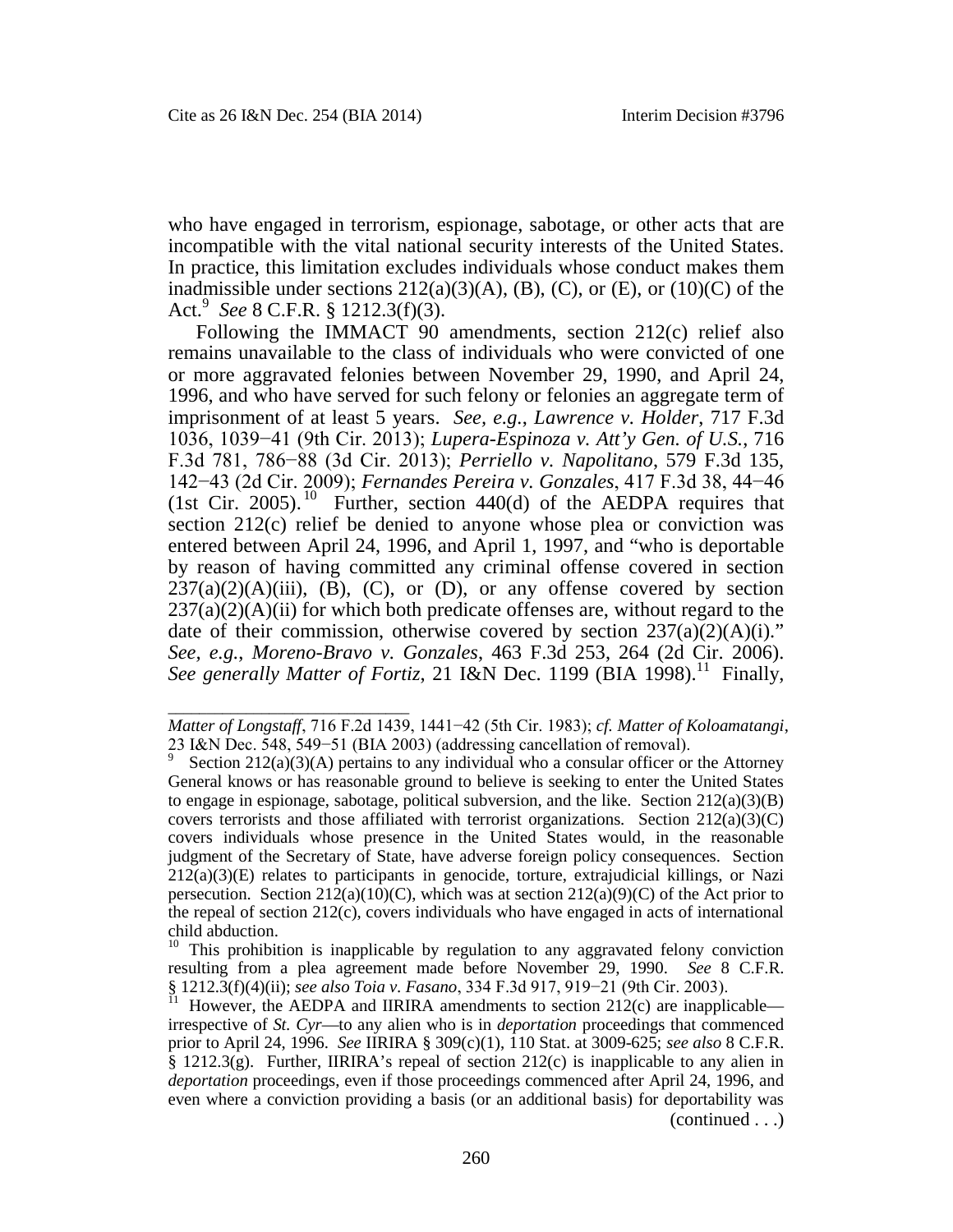who have engaged in terrorism, espionage, sabotage, or other acts that are incompatible with the vital national security interests of the United States. In practice, this limitation excludes individuals whose conduct makes them inadmissible under sections 212(a)(3)(A), (B), (C), or (E), or (10)(C) of the Act.[9] *See* 8 C.F.R. § 1212.3(f)(3).

Following the IMMACT 90 amendments, section 212(c) relief also remains unavailable to the class of individuals who were convicted of one or more aggravated felonies between November 29, 1990, and April 24, 1996, and who have served for such felony or felonies an aggregate term of imprisonment of at least 5 years. *See, e.g.*, *Lawrence v. Holder*, 717 F.3d 1036, 1039−41 (9th Cir. 2013); *Lupera-Espinoza v. Att'y Gen. of U.S.*, 716 F.3d 781, 786−88 (3d Cir. 2013); *Perriello v. Napolitano*, 579 F.3d 135, 142−43 (2d Cir. 2009); *Fernandes Pereira v. Gonzales*, 417 F.3d 38, 44−46 (1st Cir. 2005).[10] Further, section 440(d) of the AEDPA requires that section 212(c) relief be denied to anyone whose plea or conviction was entered between April 24, 1996, and April 1, 1997, and "who is deportable by reason of having committed any criminal offense covered in section 237(a)(2)(A)(iii), (B), (C), or (D), or any offense covered by section 237(a)(2)(A)(ii) for which both predicate offenses are, without regard to the date of their commission, otherwise covered by section 237(a)(2)(A)(i)." *See, e.g.*, *Moreno-Bravo v. Gonzales*, 463 F.3d 253, 264 (2d Cir. 2006). *See generally Matter of Fortiz*, 21 I&N Dec. 1199 (BIA 1998).[11] Finally,

---

*Matter of Longstaff*, 716 F.2d 1439, 1441−42 (5th Cir. 1983); *cf. Matter of Koloamatangi*, 23 I&N Dec. 548, 549−51 (BIA 2003) (addressing cancellation of removal).

[9] Section 212(a)(3)(A) pertains to any individual who a consular officer or the Attorney General knows or has reasonable ground to believe is seeking to enter the United States to engage in espionage, sabotage, political subversion, and the like. Section 212(a)(3)(B) covers terrorists and those affiliated with terrorist organizations. Section 212(a)(3)(C) covers individuals whose presence in the United States would, in the reasonable judgment of the Secretary of State, have adverse foreign policy consequences. Section 212(a)(3)(E) relates to participants in genocide, torture, extrajudicial killings, or Nazi persecution. Section 212(a)(10)(C), which was at section 212(a)(9)(C) of the Act prior to the repeal of section 212(c), covers individuals who have engaged in acts of international child abduction.

[10] This prohibition is inapplicable by regulation to any aggravated felony conviction resulting from a plea agreement made before November 29, 1990. *See* 8 C.F.R. § 1212.3(f)(4)(ii); *see also Toia v. Fasano*, 334 F.3d 917, 919−21 (9th Cir. 2003).

[11] However, the AEDPA and IIRIRA amendments to section 212(c) are inapplicable—irrespective of *St. Cyr*—to any alien who is in *deportation* proceedings that commenced prior to April 24, 1996. *See* IIRIRA § 309(c)(1), 110 Stat. at 3009-625; *see also* 8 C.F.R. § 1212.3(g). Further, IIRIRA's repeal of section 212(c) is inapplicable to any alien in *deportation* proceedings, even if those proceedings commenced after April 24, 1996, and even where a conviction providing a basis (or an additional basis) for deportability was

(continued . . .)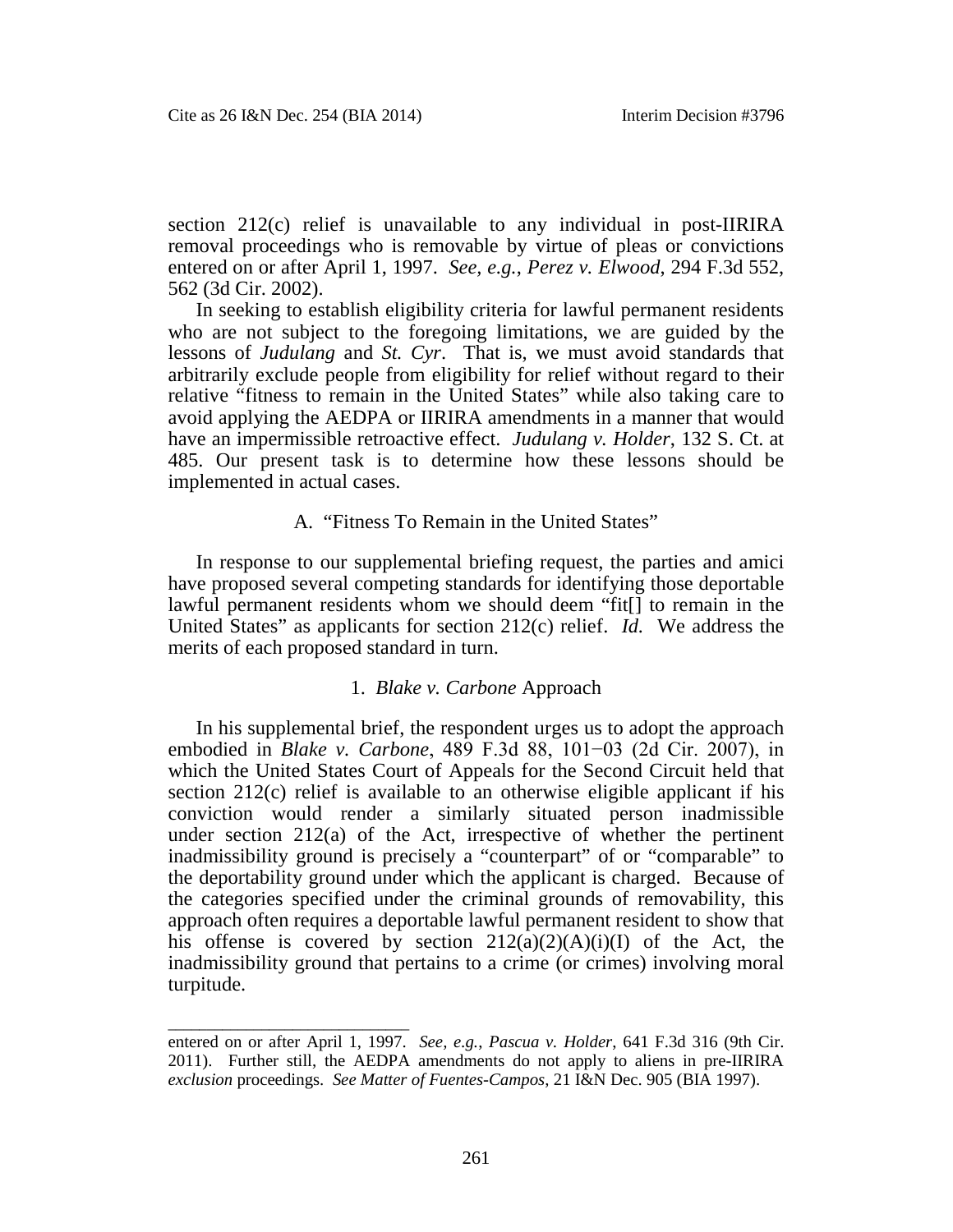section 212(c) relief is unavailable to any individual in post-IIRIRA removal proceedings who is removable by virtue of pleas or convictions entered on or after April 1, 1997. *See, e.g.*, *Perez v. Elwood*, 294 F.3d 552, 562 (3d Cir. 2002).

In seeking to establish eligibility criteria for lawful permanent residents who are not subject to the foregoing limitations, we are guided by the lessons of *Judulang* and *St. Cyr*. That is, we must avoid standards that arbitrarily exclude people from eligibility for relief without regard to their relative "fitness to remain in the United States" while also taking care to avoid applying the AEDPA or IIRIRA amendments in a manner that would have an impermissible retroactive effect. *Judulang v. Holder*, 132 S. Ct. at 485. Our present task is to determine how these lessons should be implemented in actual cases.

### A. "Fitness To Remain in the United States"

In response to our supplemental briefing request, the parties and amici have proposed several competing standards for identifying those deportable lawful permanent residents whom we should deem "fit[] to remain in the United States" as applicants for section 212(c) relief. *Id.* We address the merits of each proposed standard in turn.

#### 1. *Blake v. Carbone* Approach

In his supplemental brief, the respondent urges us to adopt the approach embodied in *Blake v. Carbone*, 489 F.3d 88, 101−03 (2d Cir. 2007), in which the United States Court of Appeals for the Second Circuit held that section 212(c) relief is available to an otherwise eligible applicant if his conviction would render a similarly situated person inadmissible under section 212(a) of the Act, irrespective of whether the pertinent inadmissibility ground is precisely a "counterpart" of or "comparable" to the deportability ground under which the applicant is charged. Because of the categories specified under the criminal grounds of removability, this approach often requires a deportable lawful permanent resident to show that his offense is covered by section 212(a)(2)(A)(i)(I) of the Act, the inadmissibility ground that pertains to a crime (or crimes) involving moral turpitude.

---

entered on or after April 1, 1997. *See, e.g.*, *Pascua v. Holder*, 641 F.3d 316 (9th Cir. 2011). Further still, the AEDPA amendments do not apply to aliens in pre-IIRIRA *exclusion* proceedings. *See Matter of Fuentes-Campos*, 21 I&N Dec. 905 (BIA 1997).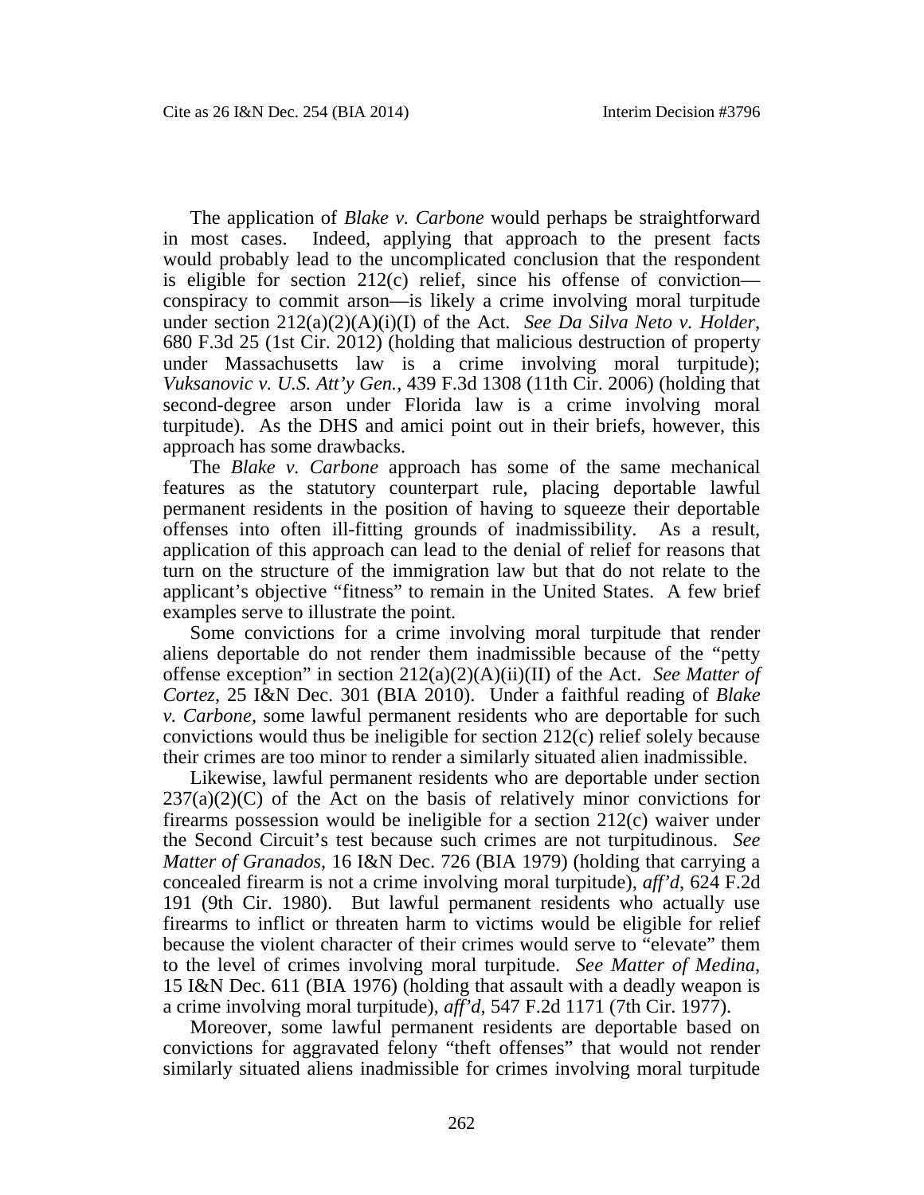The application of *Blake v. Carbone* would perhaps be straightforward in most cases. Indeed, applying that approach to the present facts would probably lead to the uncomplicated conclusion that the respondent is eligible for section 212(c) relief, since his offense of conviction—conspiracy to commit arson—is likely a crime involving moral turpitude under section 212(a)(2)(A)(i)(I) of the Act. *See Da Silva Neto v. Holder*, 680 F.3d 25 (1st Cir. 2012) (holding that malicious destruction of property under Massachusetts law is a crime involving moral turpitude); *Vuksanovic v. U.S. Att'y Gen.*, 439 F.3d 1308 (11th Cir. 2006) (holding that second-degree arson under Florida law is a crime involving moral turpitude). As the DHS and amici point out in their briefs, however, this approach has some drawbacks.

The *Blake v. Carbone* approach has some of the same mechanical features as the statutory counterpart rule, placing deportable lawful permanent residents in the position of having to squeeze their deportable offenses into often ill-fitting grounds of inadmissibility. As a result, application of this approach can lead to the denial of relief for reasons that turn on the structure of the immigration law but that do not relate to the applicant's objective "fitness" to remain in the United States. A few brief examples serve to illustrate the point.

Some convictions for a crime involving moral turpitude that render aliens deportable do not render them inadmissible because of the "petty offense exception" in section 212(a)(2)(A)(ii)(II) of the Act. *See Matter of Cortez*, 25 I&N Dec. 301 (BIA 2010). Under a faithful reading of *Blake v. Carbone*, some lawful permanent residents who are deportable for such convictions would thus be ineligible for section 212(c) relief solely because their crimes are too minor to render a similarly situated alien inadmissible.

Likewise, lawful permanent residents who are deportable under section 237(a)(2)(C) of the Act on the basis of relatively minor convictions for firearms possession would be ineligible for a section 212(c) waiver under the Second Circuit's test because such crimes are not turpitudinous. *See Matter of Granados*, 16 I&N Dec. 726 (BIA 1979) (holding that carrying a concealed firearm is not a crime involving moral turpitude), *aff'd*, 624 F.2d 191 (9th Cir. 1980). But lawful permanent residents who actually use firearms to inflict or threaten harm to victims would be eligible for relief because the violent character of their crimes would serve to "elevate" them to the level of crimes involving moral turpitude. *See Matter of Medina*, 15 I&N Dec. 611 (BIA 1976) (holding that assault with a deadly weapon is a crime involving moral turpitude), *aff'd*, 547 F.2d 1171 (7th Cir. 1977).

Moreover, some lawful permanent residents are deportable based on convictions for aggravated felony "theft offenses" that would not render similarly situated aliens inadmissible for crimes involving moral turpitude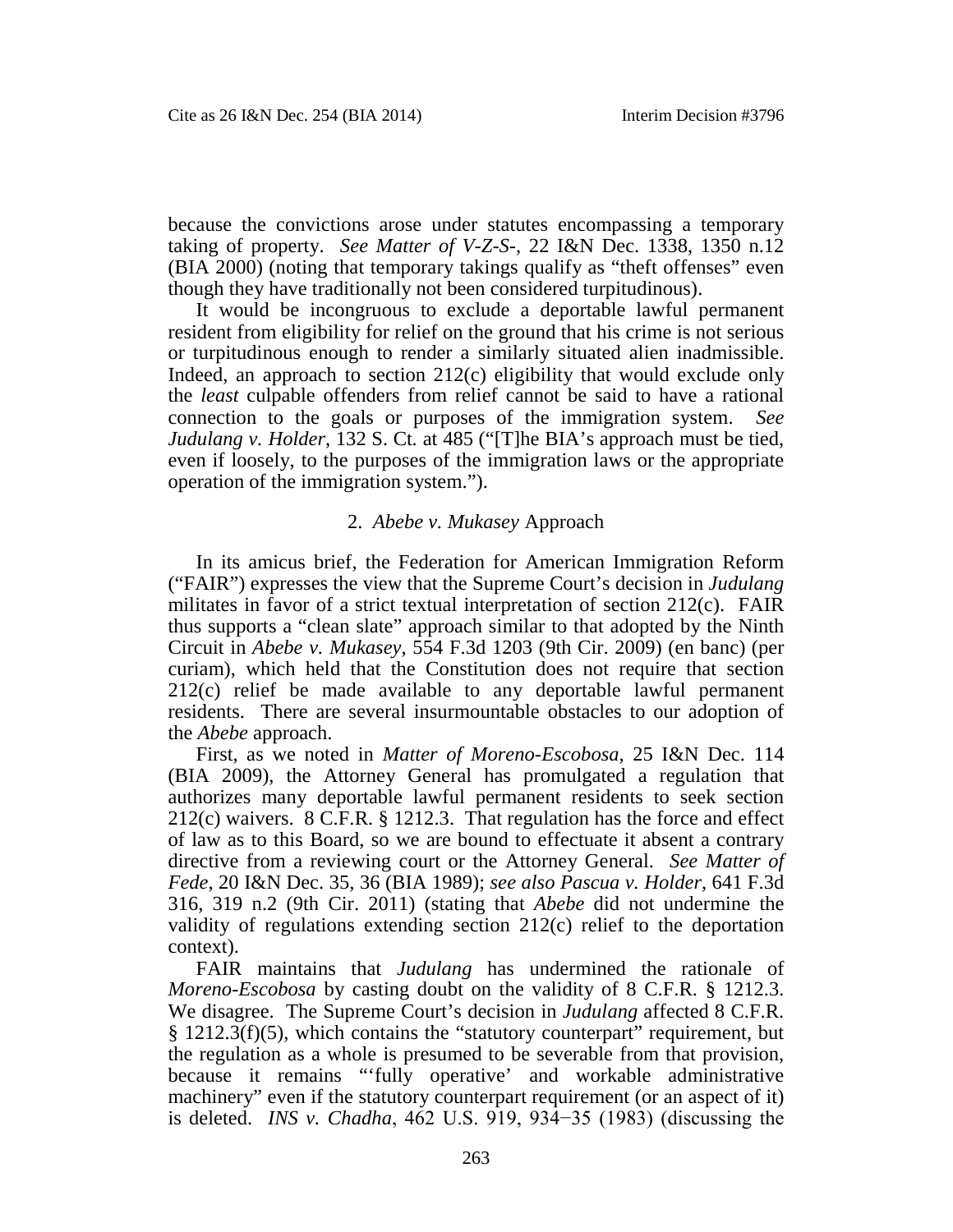because the convictions arose under statutes encompassing a temporary taking of property. *See Matter of V-Z-S-*, 22 I&N Dec. 1338, 1350 n.12 (BIA 2000) (noting that temporary takings qualify as "theft offenses" even though they have traditionally not been considered turpitudinous).

It would be incongruous to exclude a deportable lawful permanent resident from eligibility for relief on the ground that his crime is not serious or turpitudinous enough to render a similarly situated alien inadmissible. Indeed, an approach to section 212(c) eligibility that would exclude only the *least* culpable offenders from relief cannot be said to have a rational connection to the goals or purposes of the immigration system. *See Judulang v. Holder*, 132 S. Ct. at 485 ("[T]he BIA's approach must be tied, even if loosely, to the purposes of the immigration laws or the appropriate operation of the immigration system.").

### 2. *Abebe v. Mukasey* Approach

In its amicus brief, the Federation for American Immigration Reform ("FAIR") expresses the view that the Supreme Court's decision in *Judulang* militates in favor of a strict textual interpretation of section 212(c). FAIR thus supports a "clean slate" approach similar to that adopted by the Ninth Circuit in *Abebe v. Mukasey*, 554 F.3d 1203 (9th Cir. 2009) (en banc) (per curiam), which held that the Constitution does not require that section 212(c) relief be made available to any deportable lawful permanent residents. There are several insurmountable obstacles to our adoption of the *Abebe* approach.

First, as we noted in *Matter of Moreno-Escobosa*, 25 I&N Dec. 114 (BIA 2009), the Attorney General has promulgated a regulation that authorizes many deportable lawful permanent residents to seek section 212(c) waivers. 8 C.F.R. § 1212.3. That regulation has the force and effect of law as to this Board, so we are bound to effectuate it absent a contrary directive from a reviewing court or the Attorney General. *See Matter of Fede*, 20 I&N Dec. 35, 36 (BIA 1989); *see also Pascua v. Holder*, 641 F.3d 316, 319 n.2 (9th Cir. 2011) (stating that *Abebe* did not undermine the validity of regulations extending section 212(c) relief to the deportation context).

FAIR maintains that *Judulang* has undermined the rationale of *Moreno-Escobosa* by casting doubt on the validity of 8 C.F.R. § 1212.3. We disagree. The Supreme Court's decision in *Judulang* affected 8 C.F.R. § 1212.3(f)(5), which contains the "statutory counterpart" requirement, but the regulation as a whole is presumed to be severable from that provision, because it remains "'fully operative' and workable administrative machinery" even if the statutory counterpart requirement (or an aspect of it) is deleted. *INS v. Chadha*, 462 U.S. 919, 934−35 (1983) (discussing the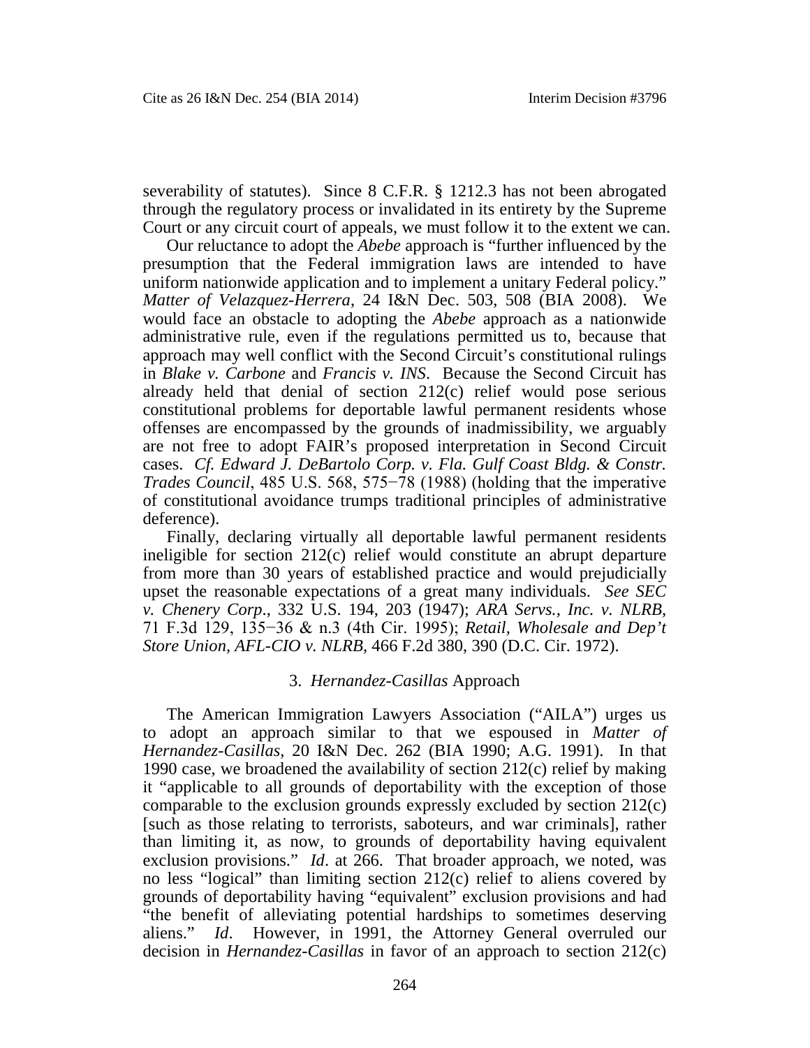severability of statutes). Since 8 C.F.R. § 1212.3 has not been abrogated through the regulatory process or invalidated in its entirety by the Supreme Court or any circuit court of appeals, we must follow it to the extent we can.

Our reluctance to adopt the *Abebe* approach is "further influenced by the presumption that the Federal immigration laws are intended to have uniform nationwide application and to implement a unitary Federal policy." *Matter of Velazquez-Herrera*, 24 I&N Dec. 503, 508 (BIA 2008). We would face an obstacle to adopting the *Abebe* approach as a nationwide administrative rule, even if the regulations permitted us to, because that approach may well conflict with the Second Circuit's constitutional rulings in *Blake v. Carbone* and *Francis v. INS*. Because the Second Circuit has already held that denial of section 212(c) relief would pose serious constitutional problems for deportable lawful permanent residents whose offenses are encompassed by the grounds of inadmissibility, we arguably are not free to adopt FAIR's proposed interpretation in Second Circuit cases. *Cf. Edward J. DeBartolo Corp. v. Fla. Gulf Coast Bldg. & Constr. Trades Council*, 485 U.S. 568, 575−78 (1988) (holding that the imperative of constitutional avoidance trumps traditional principles of administrative deference).

Finally, declaring virtually all deportable lawful permanent residents ineligible for section 212(c) relief would constitute an abrupt departure from more than 30 years of established practice and would prejudicially upset the reasonable expectations of a great many individuals. *See SEC v. Chenery Corp*., 332 U.S. 194, 203 (1947); *ARA Servs., Inc. v. NLRB*, 71 F.3d 129, 135−36 & n.3 (4th Cir. 1995); *Retail, Wholesale and Dep't Store Union, AFL-CIO v. NLRB*, 466 F.2d 380, 390 (D.C. Cir. 1972).

### 3. *Hernandez-Casillas* Approach

The American Immigration Lawyers Association ("AILA") urges us to adopt an approach similar to that we espoused in *Matter of Hernandez-Casillas*, 20 I&N Dec. 262 (BIA 1990; A.G. 1991). In that 1990 case, we broadened the availability of section 212(c) relief by making it "applicable to all grounds of deportability with the exception of those comparable to the exclusion grounds expressly excluded by section 212(c) [such as those relating to terrorists, saboteurs, and war criminals], rather than limiting it, as now, to grounds of deportability having equivalent exclusion provisions." *Id*. at 266. That broader approach, we noted, was no less "logical" than limiting section 212(c) relief to aliens covered by grounds of deportability having "equivalent" exclusion provisions and had "the benefit of alleviating potential hardships to sometimes deserving aliens." *Id*. However, in 1991, the Attorney General overruled our decision in *Hernandez-Casillas* in favor of an approach to section 212(c)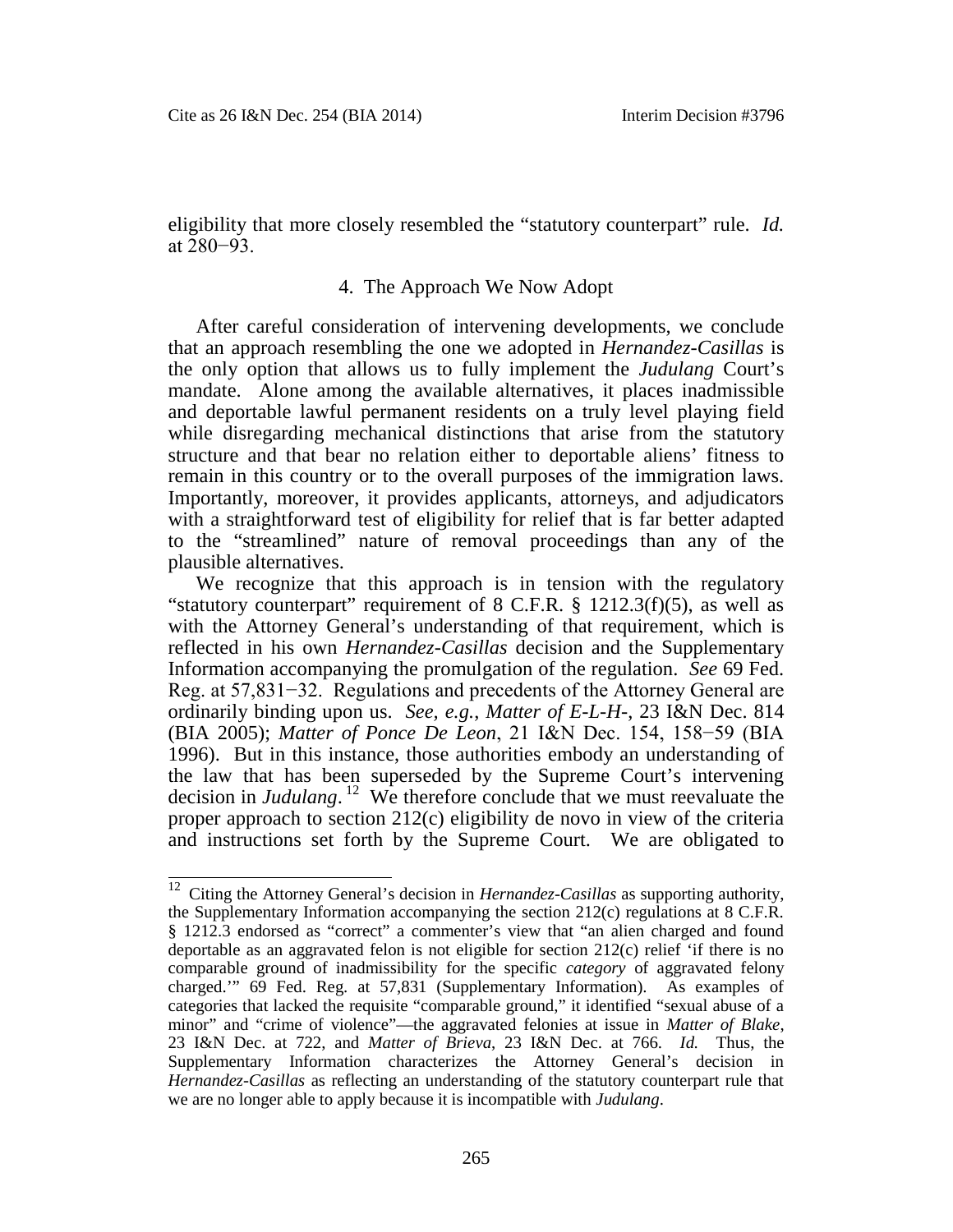eligibility that more closely resembled the "statutory counterpart" rule. *Id.* at 280−93.

### 4. The Approach We Now Adopt

After careful consideration of intervening developments, we conclude that an approach resembling the one we adopted in *Hernandez-Casillas* is the only option that allows us to fully implement the *Judulang* Court's mandate. Alone among the available alternatives, it places inadmissible and deportable lawful permanent residents on a truly level playing field while disregarding mechanical distinctions that arise from the statutory structure and that bear no relation either to deportable aliens' fitness to remain in this country or to the overall purposes of the immigration laws. Importantly, moreover, it provides applicants, attorneys, and adjudicators with a straightforward test of eligibility for relief that is far better adapted to the "streamlined" nature of removal proceedings than any of the plausible alternatives.

We recognize that this approach is in tension with the regulatory "statutory counterpart" requirement of 8 C.F.R. § 1212.3(f)(5), as well as with the Attorney General's understanding of that requirement, which is reflected in his own *Hernandez-Casillas* decision and the Supplementary Information accompanying the promulgation of the regulation. *See* 69 Fed. Reg. at 57,831−32. Regulations and precedents of the Attorney General are ordinarily binding upon us. *See, e.g.*, *Matter of E-L-H-*, 23 I&N Dec. 814 (BIA 2005); *Matter of Ponce De Leon*, 21 I&N Dec. 154, 158−59 (BIA 1996). But in this instance, those authorities embody an understanding of the law that has been superseded by the Supreme Court's intervening decision in *Judulang*.[12] We therefore conclude that we must reevaluate the proper approach to section 212(c) eligibility de novo in view of the criteria and instructions set forth by the Supreme Court. We are obligated to

---

[12] Citing the Attorney General's decision in *Hernandez-Casillas* as supporting authority, the Supplementary Information accompanying the section 212(c) regulations at 8 C.F.R. § 1212.3 endorsed as "correct" a commenter's view that "an alien charged and found deportable as an aggravated felon is not eligible for section 212(c) relief 'if there is no comparable ground of inadmissibility for the specific *category* of aggravated felony charged.'" 69 Fed. Reg. at 57,831 (Supplementary Information). As examples of categories that lacked the requisite "comparable ground," it identified "sexual abuse of a minor" and "crime of violence"—the aggravated felonies at issue in *Matter of Blake*, 23 I&N Dec. at 722, and *Matter of Brieva*, 23 I&N Dec. at 766. *Id.* Thus, the Supplementary Information characterizes the Attorney General's decision in *Hernandez-Casillas* as reflecting an understanding of the statutory counterpart rule that we are no longer able to apply because it is incompatible with *Judulang*.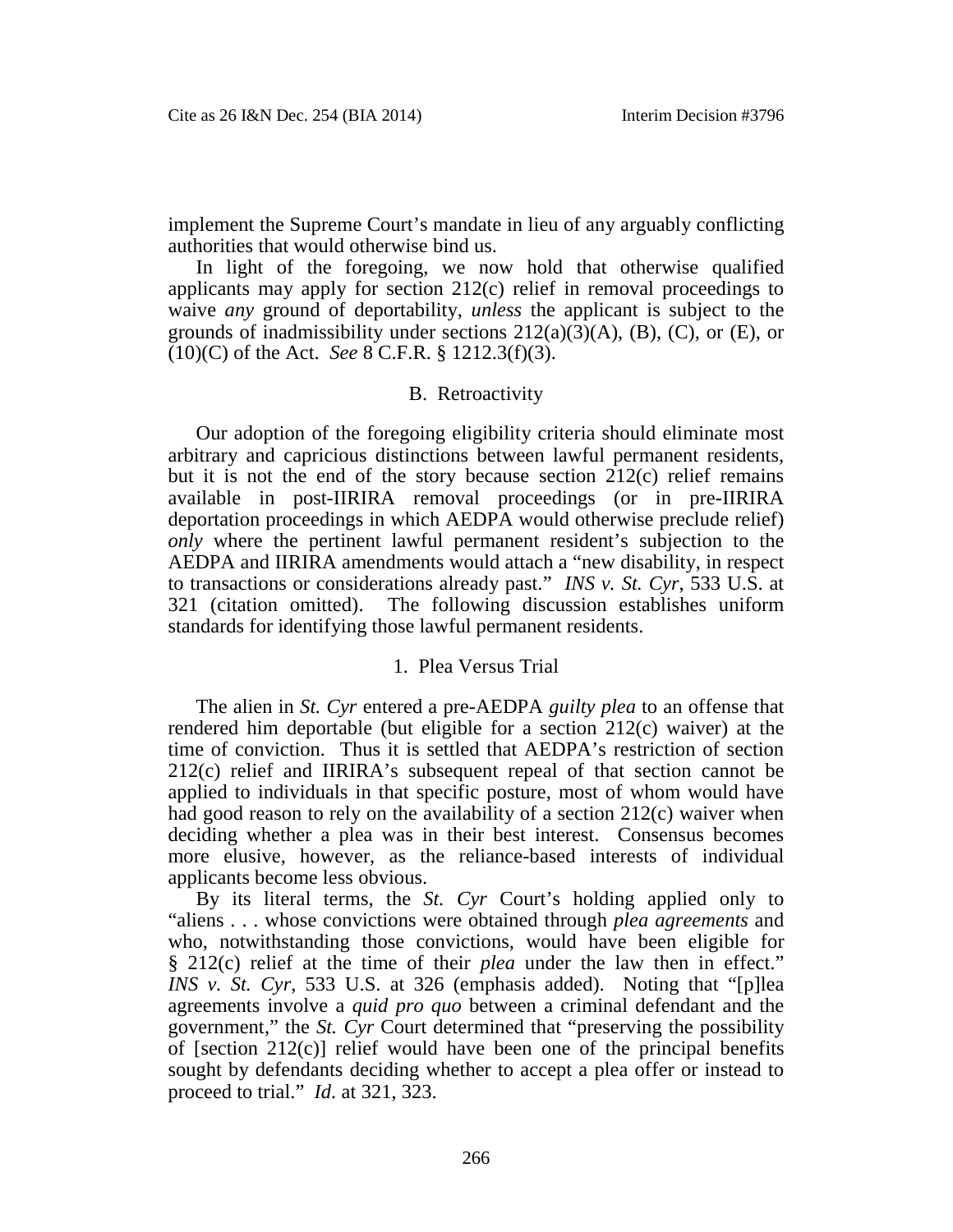implement the Supreme Court's mandate in lieu of any arguably conflicting authorities that would otherwise bind us.

In light of the foregoing, we now hold that otherwise qualified applicants may apply for section 212(c) relief in removal proceedings to waive *any* ground of deportability, *unless* the applicant is subject to the grounds of inadmissibility under sections 212(a)(3)(A), (B), (C), or (E), or (10)(C) of the Act. *See* 8 C.F.R. § 1212.3(f)(3).

### B. Retroactivity

Our adoption of the foregoing eligibility criteria should eliminate most arbitrary and capricious distinctions between lawful permanent residents, but it is not the end of the story because section 212(c) relief remains available in post-IIRIRA removal proceedings (or in pre-IIRIRA deportation proceedings in which AEDPA would otherwise preclude relief) *only* where the pertinent lawful permanent resident's subjection to the AEDPA and IIRIRA amendments would attach a "new disability, in respect to transactions or considerations already past." *INS v. St. Cyr*, 533 U.S. at 321 (citation omitted). The following discussion establishes uniform standards for identifying those lawful permanent residents.

#### 1. Plea Versus Trial

The alien in *St. Cyr* entered a pre-AEDPA *guilty plea* to an offense that rendered him deportable (but eligible for a section 212(c) waiver) at the time of conviction. Thus it is settled that AEDPA's restriction of section 212(c) relief and IIRIRA's subsequent repeal of that section cannot be applied to individuals in that specific posture, most of whom would have had good reason to rely on the availability of a section 212(c) waiver when deciding whether a plea was in their best interest. Consensus becomes more elusive, however, as the reliance-based interests of individual applicants become less obvious.

By its literal terms, the *St. Cyr* Court's holding applied only to "aliens . . . whose convictions were obtained through *plea agreements* and who, notwithstanding those convictions, would have been eligible for § 212(c) relief at the time of their *plea* under the law then in effect." *INS v. St. Cyr*, 533 U.S. at 326 (emphasis added). Noting that "[p]lea agreements involve a *quid pro quo* between a criminal defendant and the government," the *St. Cyr* Court determined that "preserving the possibility of [section 212(c)] relief would have been one of the principal benefits sought by defendants deciding whether to accept a plea offer or instead to proceed to trial." *Id*. at 321, 323.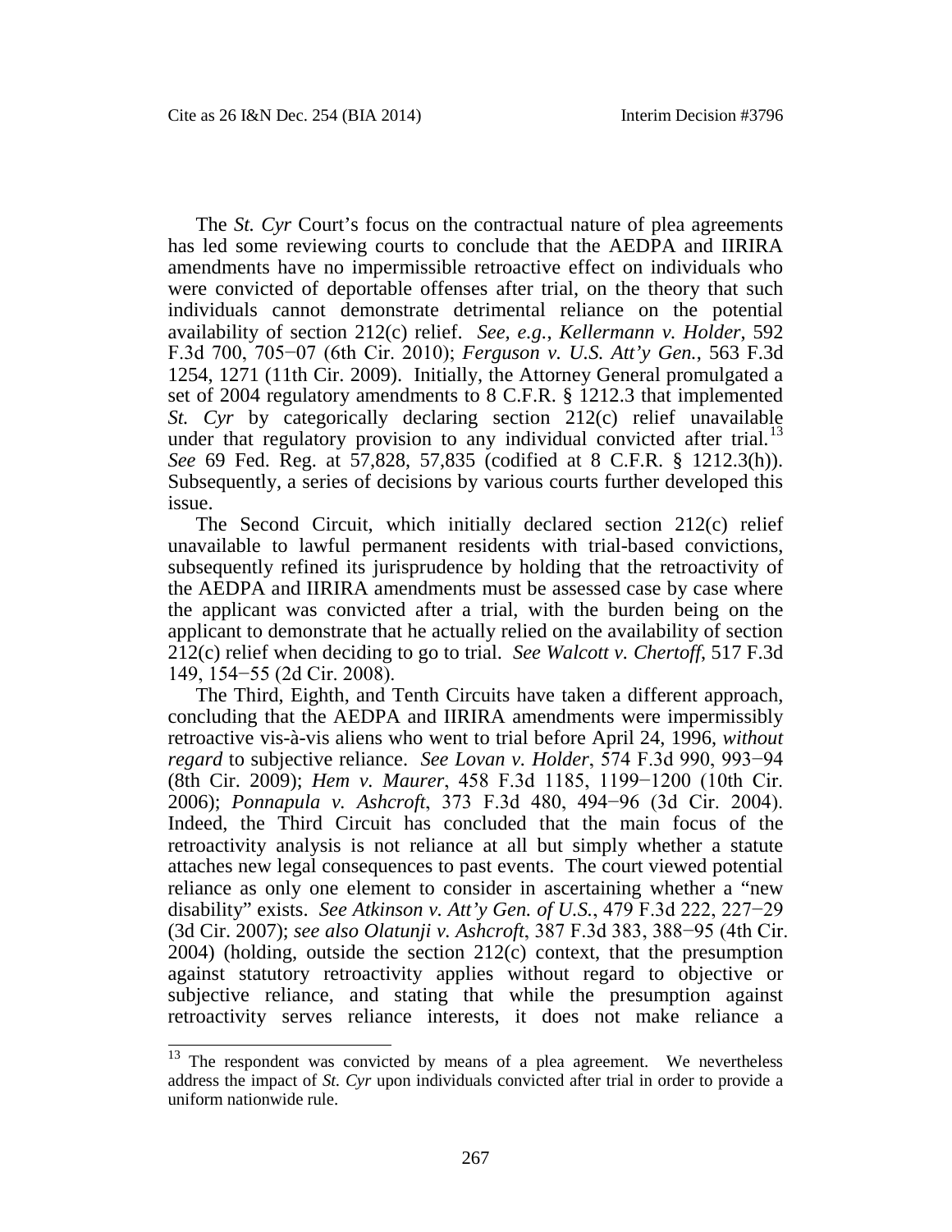The *St. Cyr* Court's focus on the contractual nature of plea agreements has led some reviewing courts to conclude that the AEDPA and IIRIRA amendments have no impermissible retroactive effect on individuals who were convicted of deportable offenses after trial, on the theory that such individuals cannot demonstrate detrimental reliance on the potential availability of section 212(c) relief. *See, e.g.*, *Kellermann v. Holder*, 592 F.3d 700, 705−07 (6th Cir. 2010); *Ferguson v. U.S. Att'y Gen.*, 563 F.3d 1254, 1271 (11th Cir. 2009). Initially, the Attorney General promulgated a set of 2004 regulatory amendments to 8 C.F.R. § 1212.3 that implemented *St. Cyr* by categorically declaring section 212(c) relief unavailable under that regulatory provision to any individual convicted after trial.[13] *See* 69 Fed. Reg. at 57,828, 57,835 (codified at 8 C.F.R. § 1212.3(h)). Subsequently, a series of decisions by various courts further developed this issue.

The Second Circuit, which initially declared section 212(c) relief unavailable to lawful permanent residents with trial-based convictions, subsequently refined its jurisprudence by holding that the retroactivity of the AEDPA and IIRIRA amendments must be assessed case by case where the applicant was convicted after a trial, with the burden being on the applicant to demonstrate that he actually relied on the availability of section 212(c) relief when deciding to go to trial. *See Walcott v. Chertoff*, 517 F.3d 149, 154−55 (2d Cir. 2008).

The Third, Eighth, and Tenth Circuits have taken a different approach, concluding that the AEDPA and IIRIRA amendments were impermissibly retroactive vis-à-vis aliens who went to trial before April 24, 1996, *without regard* to subjective reliance. *See Lovan v. Holder*, 574 F.3d 990, 993−94 (8th Cir. 2009); *Hem v. Maurer*, 458 F.3d 1185, 1199−1200 (10th Cir. 2006); *Ponnapula v. Ashcroft*, 373 F.3d 480, 494−96 (3d Cir. 2004). Indeed, the Third Circuit has concluded that the main focus of the retroactivity analysis is not reliance at all but simply whether a statute attaches new legal consequences to past events. The court viewed potential reliance as only one element to consider in ascertaining whether a "new disability" exists. *See Atkinson v. Att'y Gen. of U.S.*, 479 F.3d 222, 227−29 (3d Cir. 2007); *see also Olatunji v. Ashcroft*, 387 F.3d 383, 388−95 (4th Cir. 2004) (holding, outside the section 212(c) context, that the presumption against statutory retroactivity applies without regard to objective or subjective reliance, and stating that while the presumption against retroactivity serves reliance interests, it does not make reliance a

---

[13] The respondent was convicted by means of a plea agreement. We nevertheless address the impact of *St. Cyr* upon individuals convicted after trial in order to provide a uniform nationwide rule.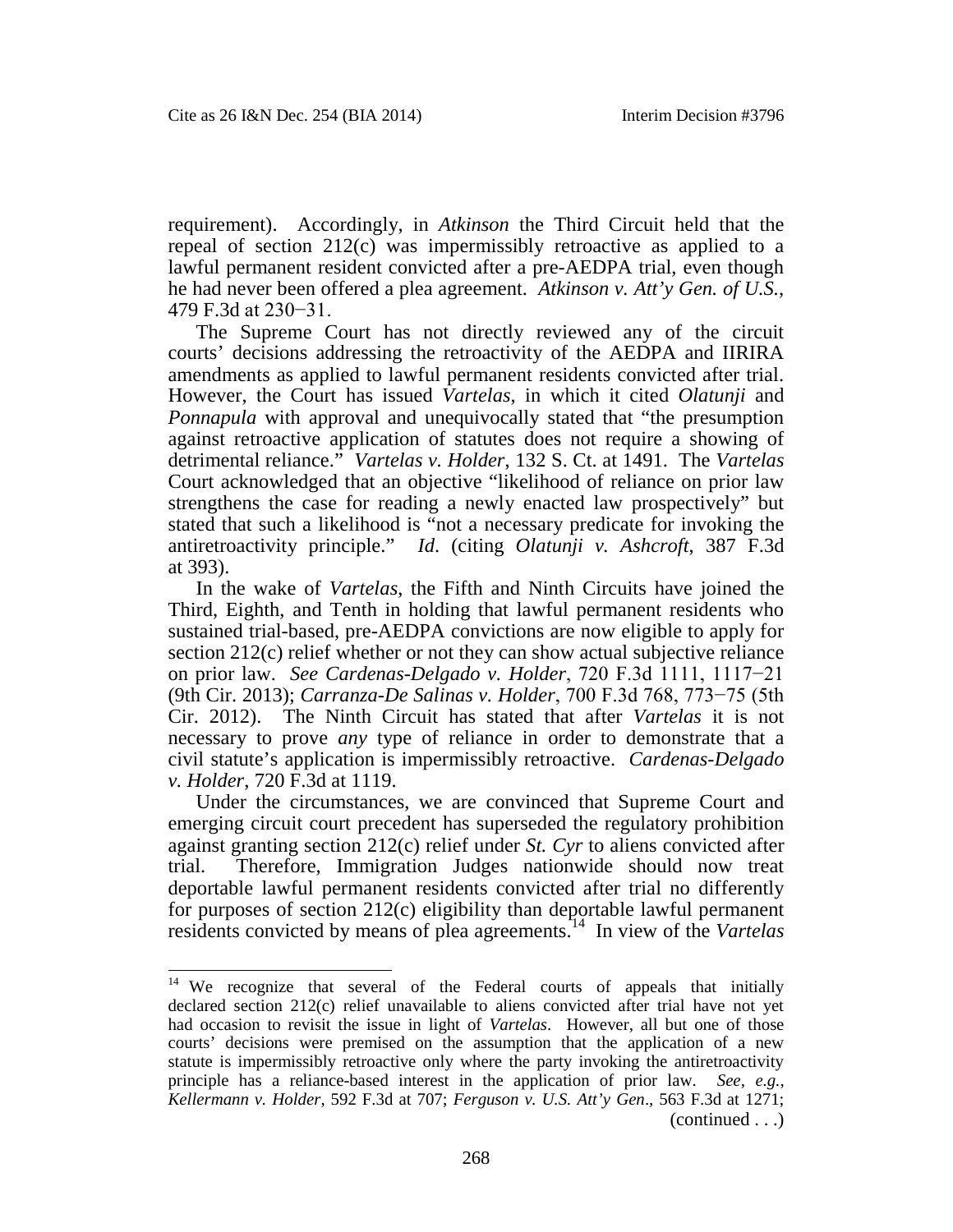requirement). Accordingly, in *Atkinson* the Third Circuit held that the repeal of section 212(c) was impermissibly retroactive as applied to a lawful permanent resident convicted after a pre-AEDPA trial, even though he had never been offered a plea agreement. *Atkinson v. Att'y Gen. of U.S.*, 479 F.3d at 230−31.

The Supreme Court has not directly reviewed any of the circuit courts' decisions addressing the retroactivity of the AEDPA and IIRIRA amendments as applied to lawful permanent residents convicted after trial. However, the Court has issued *Vartelas*, in which it cited *Olatunji* and *Ponnapula* with approval and unequivocally stated that "the presumption against retroactive application of statutes does not require a showing of detrimental reliance." *Vartelas v. Holder*, 132 S. Ct. at 1491. The *Vartelas* Court acknowledged that an objective "likelihood of reliance on prior law strengthens the case for reading a newly enacted law prospectively" but stated that such a likelihood is "not a necessary predicate for invoking the antiretroactivity principle." *Id*. (citing *Olatunji v. Ashcroft*, 387 F.3d at 393).

In the wake of *Vartelas*, the Fifth and Ninth Circuits have joined the Third, Eighth, and Tenth in holding that lawful permanent residents who sustained trial-based, pre-AEDPA convictions are now eligible to apply for section 212(c) relief whether or not they can show actual subjective reliance on prior law. *See Cardenas-Delgado v. Holder*, 720 F.3d 1111, 1117−21 (9th Cir. 2013); *Carranza-De Salinas v. Holder*, 700 F.3d 768, 773−75 (5th Cir. 2012). The Ninth Circuit has stated that after *Vartelas* it is not necessary to prove *any* type of reliance in order to demonstrate that a civil statute's application is impermissibly retroactive. *Cardenas-Delgado v. Holder*, 720 F.3d at 1119.

Under the circumstances, we are convinced that Supreme Court and emerging circuit court precedent has superseded the regulatory prohibition against granting section 212(c) relief under *St. Cyr* to aliens convicted after trial. Therefore, Immigration Judges nationwide should now treat deportable lawful permanent residents convicted after trial no differently for purposes of section 212(c) eligibility than deportable lawful permanent residents convicted by means of plea agreements.[14] In view of the *Vartelas*

---

[14] We recognize that several of the Federal courts of appeals that initially declared section 212(c) relief unavailable to aliens convicted after trial have not yet had occasion to revisit the issue in light of *Vartelas*. However, all but one of those courts' decisions were premised on the assumption that the application of a new statute is impermissibly retroactive only where the party invoking the antiretroactivity principle has a reliance-based interest in the application of prior law. *See, e.g.*, *Kellermann v. Holder*, 592 F.3d at 707; *Ferguson v. U.S. Att'y Gen*., 563 F.3d at 1271; (continued . . .)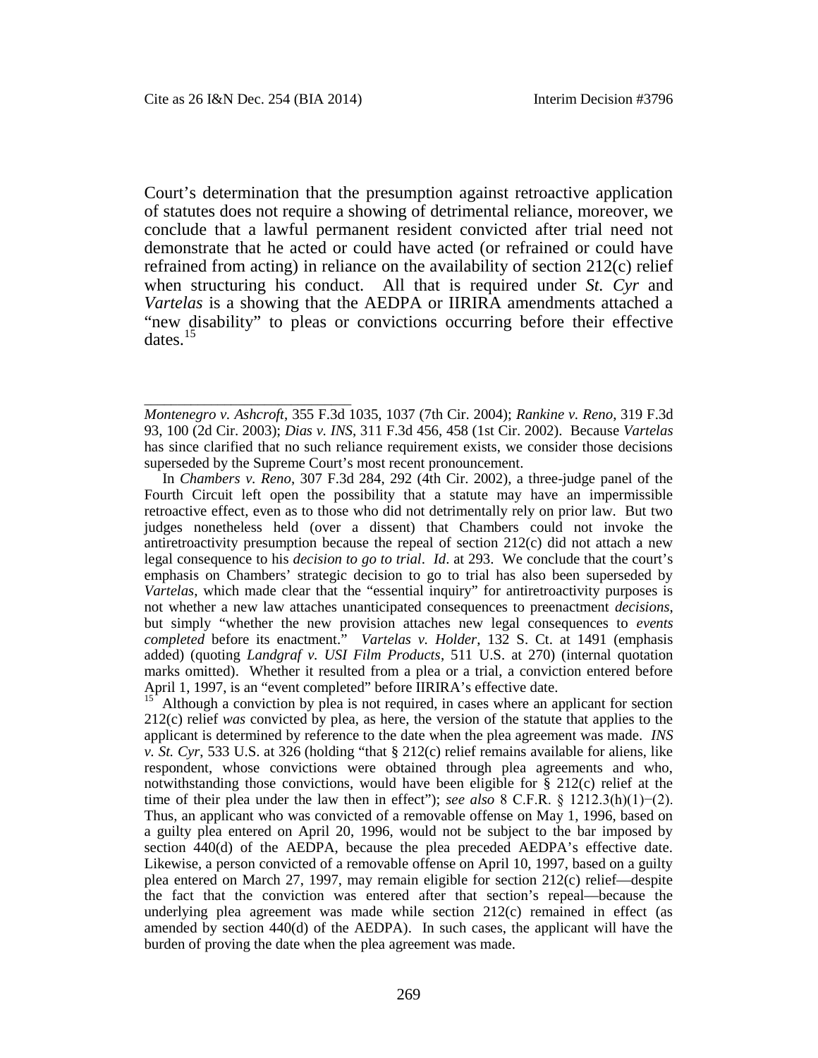Court's determination that the presumption against retroactive application of statutes does not require a showing of detrimental reliance, moreover, we conclude that a lawful permanent resident convicted after trial need not demonstrate that he acted or could have acted (or refrained or could have refrained from acting) in reliance on the availability of section 212(c) relief when structuring his conduct. All that is required under *St. Cyr* and *Vartelas* is a showing that the AEDPA or IIRIRA amendments attached a "new disability" to pleas or convictions occurring before their effective dates.[15]

---

*Montenegro v. Ashcroft*, 355 F.3d 1035, 1037 (7th Cir. 2004); *Rankine v. Reno*, 319 F.3d 93, 100 (2d Cir. 2003); *Dias v. INS*, 311 F.3d 456, 458 (1st Cir. 2002). Because *Vartelas* has since clarified that no such reliance requirement exists, we consider those decisions superseded by the Supreme Court's most recent pronouncement.

In *Chambers v. Reno*, 307 F.3d 284, 292 (4th Cir. 2002), a three-judge panel of the Fourth Circuit left open the possibility that a statute may have an impermissible retroactive effect, even as to those who did not detrimentally rely on prior law. But two judges nonetheless held (over a dissent) that Chambers could not invoke the antiretroactivity presumption because the repeal of section 212(c) did not attach a new legal consequence to his *decision to go to trial*. *Id*. at 293. We conclude that the court's emphasis on Chambers' strategic decision to go to trial has also been superseded by *Vartelas*, which made clear that the "essential inquiry" for antiretroactivity purposes is not whether a new law attaches unanticipated consequences to preenactment *decisions*, but simply "whether the new provision attaches new legal consequences to *events completed* before its enactment." *Vartelas v. Holder*, 132 S. Ct. at 1491 (emphasis added) (quoting *Landgraf v. USI Film Products*, 511 U.S. at 270) (internal quotation marks omitted). Whether it resulted from a plea or a trial, a conviction entered before April 1, 1997, is an "event completed" before IIRIRA's effective date.

[15] Although a conviction by plea is not required, in cases where an applicant for section 212(c) relief *was* convicted by plea, as here, the version of the statute that applies to the applicant is determined by reference to the date when the plea agreement was made. *INS v. St. Cyr*, 533 U.S. at 326 (holding "that § 212(c) relief remains available for aliens, like respondent, whose convictions were obtained through plea agreements and who, notwithstanding those convictions, would have been eligible for § 212(c) relief at the time of their plea under the law then in effect"); *see also* 8 C.F.R. § 1212.3(h)(1)−(2). Thus, an applicant who was convicted of a removable offense on May 1, 1996, based on a guilty plea entered on April 20, 1996, would not be subject to the bar imposed by section 440(d) of the AEDPA, because the plea preceded AEDPA's effective date. Likewise, a person convicted of a removable offense on April 10, 1997, based on a guilty plea entered on March 27, 1997, may remain eligible for section 212(c) relief—despite the fact that the conviction was entered after that section's repeal—because the underlying plea agreement was made while section 212(c) remained in effect (as amended by section 440(d) of the AEDPA). In such cases, the applicant will have the burden of proving the date when the plea agreement was made.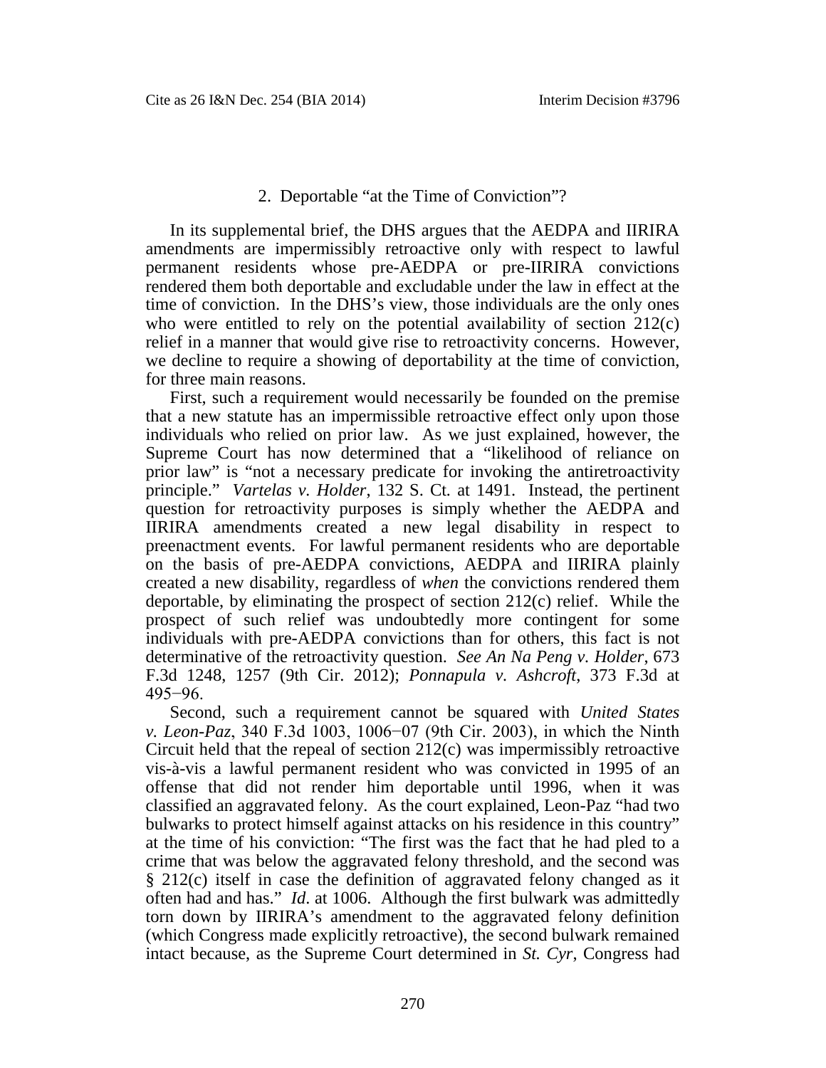### 2. Deportable "at the Time of Conviction"?

In its supplemental brief, the DHS argues that the AEDPA and IIRIRA amendments are impermissibly retroactive only with respect to lawful permanent residents whose pre-AEDPA or pre-IIRIRA convictions rendered them both deportable and excludable under the law in effect at the time of conviction. In the DHS's view, those individuals are the only ones who were entitled to rely on the potential availability of section 212(c) relief in a manner that would give rise to retroactivity concerns. However, we decline to require a showing of deportability at the time of conviction, for three main reasons.

First, such a requirement would necessarily be founded on the premise that a new statute has an impermissible retroactive effect only upon those individuals who relied on prior law. As we just explained, however, the Supreme Court has now determined that a "likelihood of reliance on prior law" is "not a necessary predicate for invoking the antiretroactivity principle." *Vartelas v. Holder*, 132 S. Ct. at 1491. Instead, the pertinent question for retroactivity purposes is simply whether the AEDPA and IIRIRA amendments created a new legal disability in respect to preenactment events. For lawful permanent residents who are deportable on the basis of pre-AEDPA convictions, AEDPA and IIRIRA plainly created a new disability, regardless of *when* the convictions rendered them deportable, by eliminating the prospect of section 212(c) relief. While the prospect of such relief was undoubtedly more contingent for some individuals with pre-AEDPA convictions than for others, this fact is not determinative of the retroactivity question. *See An Na Peng v. Holder*, 673 F.3d 1248, 1257 (9th Cir. 2012); *Ponnapula v. Ashcroft*, 373 F.3d at 495−96.

Second, such a requirement cannot be squared with *United States v. Leon-Paz*, 340 F.3d 1003, 1006−07 (9th Cir. 2003), in which the Ninth Circuit held that the repeal of section 212(c) was impermissibly retroactive vis-à-vis a lawful permanent resident who was convicted in 1995 of an offense that did not render him deportable until 1996, when it was classified an aggravated felony. As the court explained, Leon-Paz "had two bulwarks to protect himself against attacks on his residence in this country" at the time of his conviction: "The first was the fact that he had pled to a crime that was below the aggravated felony threshold, and the second was § 212(c) itself in case the definition of aggravated felony changed as it often had and has." *Id*. at 1006. Although the first bulwark was admittedly torn down by IIRIRA's amendment to the aggravated felony definition (which Congress made explicitly retroactive), the second bulwark remained intact because, as the Supreme Court determined in *St. Cyr*, Congress had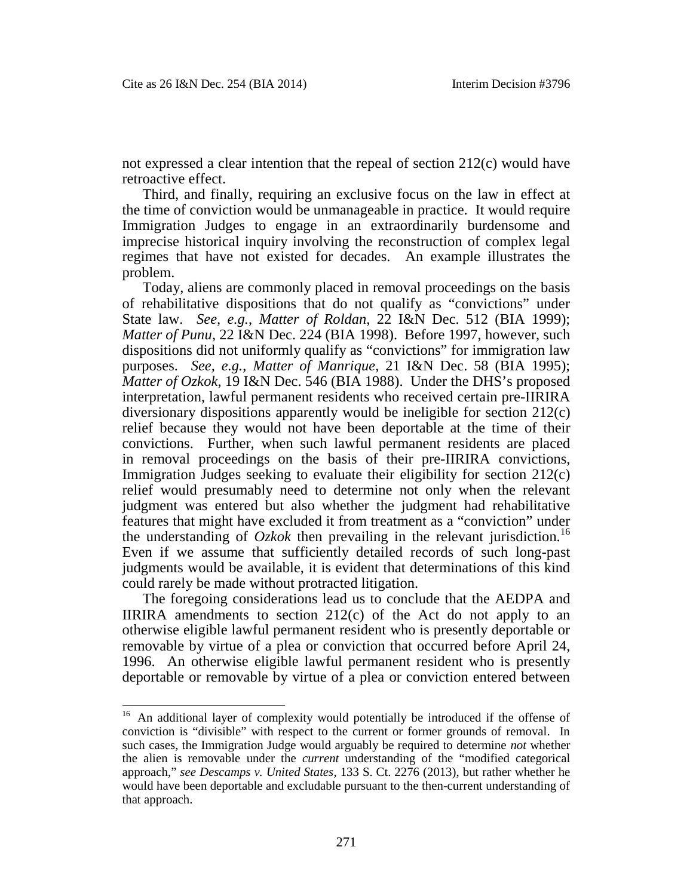not expressed a clear intention that the repeal of section 212(c) would have retroactive effect.

Third, and finally, requiring an exclusive focus on the law in effect at the time of conviction would be unmanageable in practice. It would require Immigration Judges to engage in an extraordinarily burdensome and imprecise historical inquiry involving the reconstruction of complex legal regimes that have not existed for decades. An example illustrates the problem.

Today, aliens are commonly placed in removal proceedings on the basis of rehabilitative dispositions that do not qualify as "convictions" under State law. *See, e.g.*, *Matter of Roldan*, 22 I&N Dec. 512 (BIA 1999); *Matter of Punu*, 22 I&N Dec. 224 (BIA 1998). Before 1997, however, such dispositions did not uniformly qualify as "convictions" for immigration law purposes. *See, e.g.*, *Matter of Manrique*, 21 I&N Dec. 58 (BIA 1995); *Matter of Ozkok*, 19 I&N Dec. 546 (BIA 1988). Under the DHS's proposed interpretation, lawful permanent residents who received certain pre-IIRIRA diversionary dispositions apparently would be ineligible for section 212(c) relief because they would not have been deportable at the time of their convictions. Further, when such lawful permanent residents are placed in removal proceedings on the basis of their pre-IIRIRA convictions, Immigration Judges seeking to evaluate their eligibility for section 212(c) relief would presumably need to determine not only when the relevant judgment was entered but also whether the judgment had rehabilitative features that might have excluded it from treatment as a "conviction" under the understanding of *Ozkok* then prevailing in the relevant jurisdiction.[16] Even if we assume that sufficiently detailed records of such long-past judgments would be available, it is evident that determinations of this kind could rarely be made without protracted litigation.

The foregoing considerations lead us to conclude that the AEDPA and IIRIRA amendments to section 212(c) of the Act do not apply to an otherwise eligible lawful permanent resident who is presently deportable or removable by virtue of a plea or conviction that occurred before April 24, 1996. An otherwise eligible lawful permanent resident who is presently deportable or removable by virtue of a plea or conviction entered between

---

[16] An additional layer of complexity would potentially be introduced if the offense of conviction is "divisible" with respect to the current or former grounds of removal. In such cases, the Immigration Judge would arguably be required to determine *not* whether the alien is removable under the *current* understanding of the "modified categorical approach," *see Descamps v. United States*, 133 S. Ct. 2276 (2013), but rather whether he would have been deportable and excludable pursuant to the then-current understanding of that approach.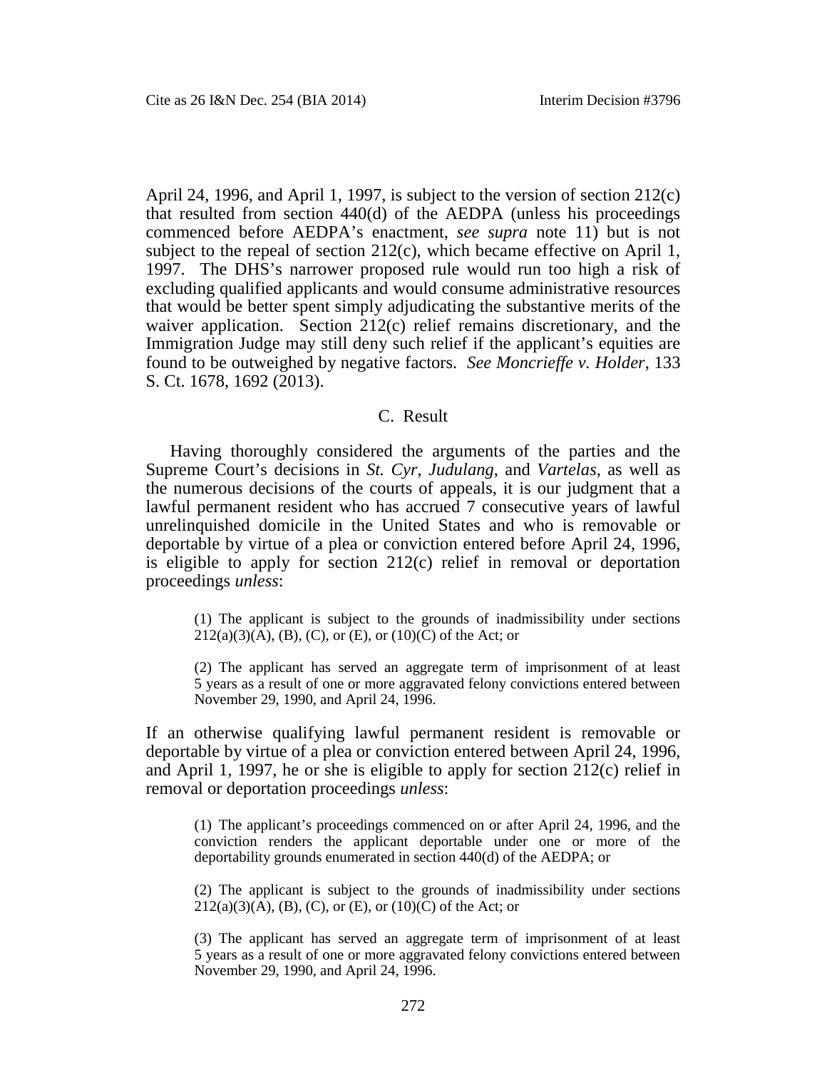April 24, 1996, and April 1, 1997, is subject to the version of section 212(c) that resulted from section 440(d) of the AEDPA (unless his proceedings commenced before AEDPA's enactment, *see supra* note 11) but is not subject to the repeal of section 212(c), which became effective on April 1, 1997. The DHS's narrower proposed rule would run too high a risk of excluding qualified applicants and would consume administrative resources that would be better spent simply adjudicating the substantive merits of the waiver application. Section 212(c) relief remains discretionary, and the Immigration Judge may still deny such relief if the applicant's equities are found to be outweighed by negative factors. *See Moncrieffe v. Holder*, 133 S. Ct. 1678, 1692 (2013).

### C. Result

Having thoroughly considered the arguments of the parties and the Supreme Court's decisions in *St. Cyr*, *Judulang*, and *Vartelas*, as well as the numerous decisions of the courts of appeals, it is our judgment that a lawful permanent resident who has accrued 7 consecutive years of lawful unrelinquished domicile in the United States and who is removable or deportable by virtue of a plea or conviction entered before April 24, 1996, is eligible to apply for section 212(c) relief in removal or deportation proceedings *unless*:

> (1) The applicant is subject to the grounds of inadmissibility under sections 212(a)(3)(A), (B), (C), or (E), or (10)(C) of the Act; or
>
> (2) The applicant has served an aggregate term of imprisonment of at least 5 years as a result of one or more aggravated felony convictions entered between November 29, 1990, and April 24, 1996.

If an otherwise qualifying lawful permanent resident is removable or deportable by virtue of a plea or conviction entered between April 24, 1996, and April 1, 1997, he or she is eligible to apply for section 212(c) relief in removal or deportation proceedings *unless*:

> (1) The applicant's proceedings commenced on or after April 24, 1996, and the conviction renders the applicant deportable under one or more of the deportability grounds enumerated in section 440(d) of the AEDPA; or
>
> (2) The applicant is subject to the grounds of inadmissibility under sections 212(a)(3)(A), (B), (C), or (E), or (10)(C) of the Act; or
>
> (3) The applicant has served an aggregate term of imprisonment of at least 5 years as a result of one or more aggravated felony convictions entered between November 29, 1990, and April 24, 1996.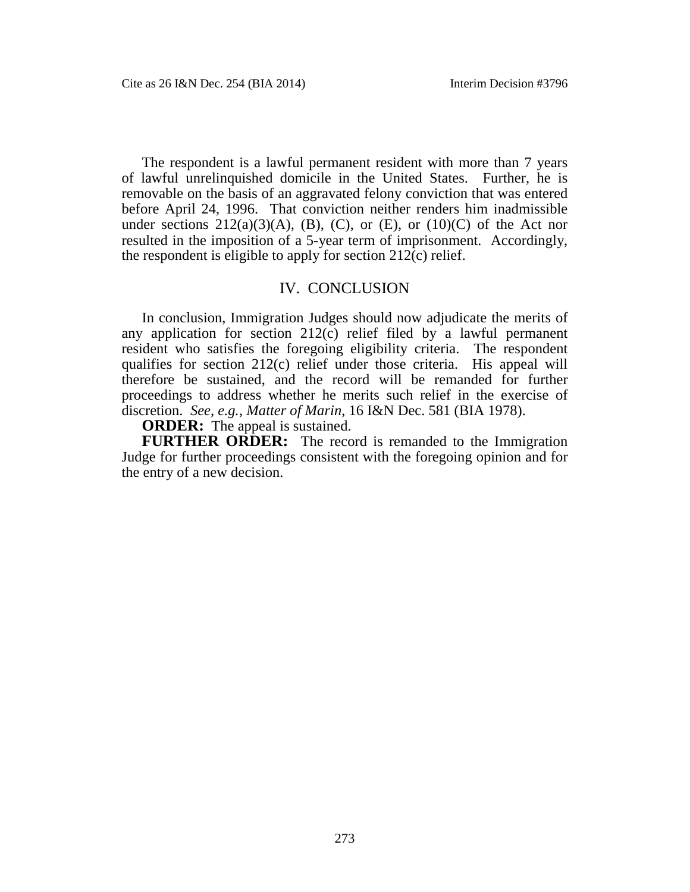The respondent is a lawful permanent resident with more than 7 years of lawful unrelinquished domicile in the United States. Further, he is removable on the basis of an aggravated felony conviction that was entered before April 24, 1996. That conviction neither renders him inadmissible under sections 212(a)(3)(A), (B), (C), or (E), or (10)(C) of the Act nor resulted in the imposition of a 5-year term of imprisonment. Accordingly, the respondent is eligible to apply for section 212(c) relief.

## IV. CONCLUSION

In conclusion, Immigration Judges should now adjudicate the merits of any application for section 212(c) relief filed by a lawful permanent resident who satisfies the foregoing eligibility criteria. The respondent qualifies for section 212(c) relief under those criteria. His appeal will therefore be sustained, and the record will be remanded for further proceedings to address whether he merits such relief in the exercise of discretion. *See, e.g.*, *Matter of Marin*, 16 I&N Dec. 581 (BIA 1978).

**ORDER:** The appeal is sustained.

**FURTHER ORDER:** The record is remanded to the Immigration Judge for further proceedings consistent with the foregoing opinion and for the entry of a new decision.